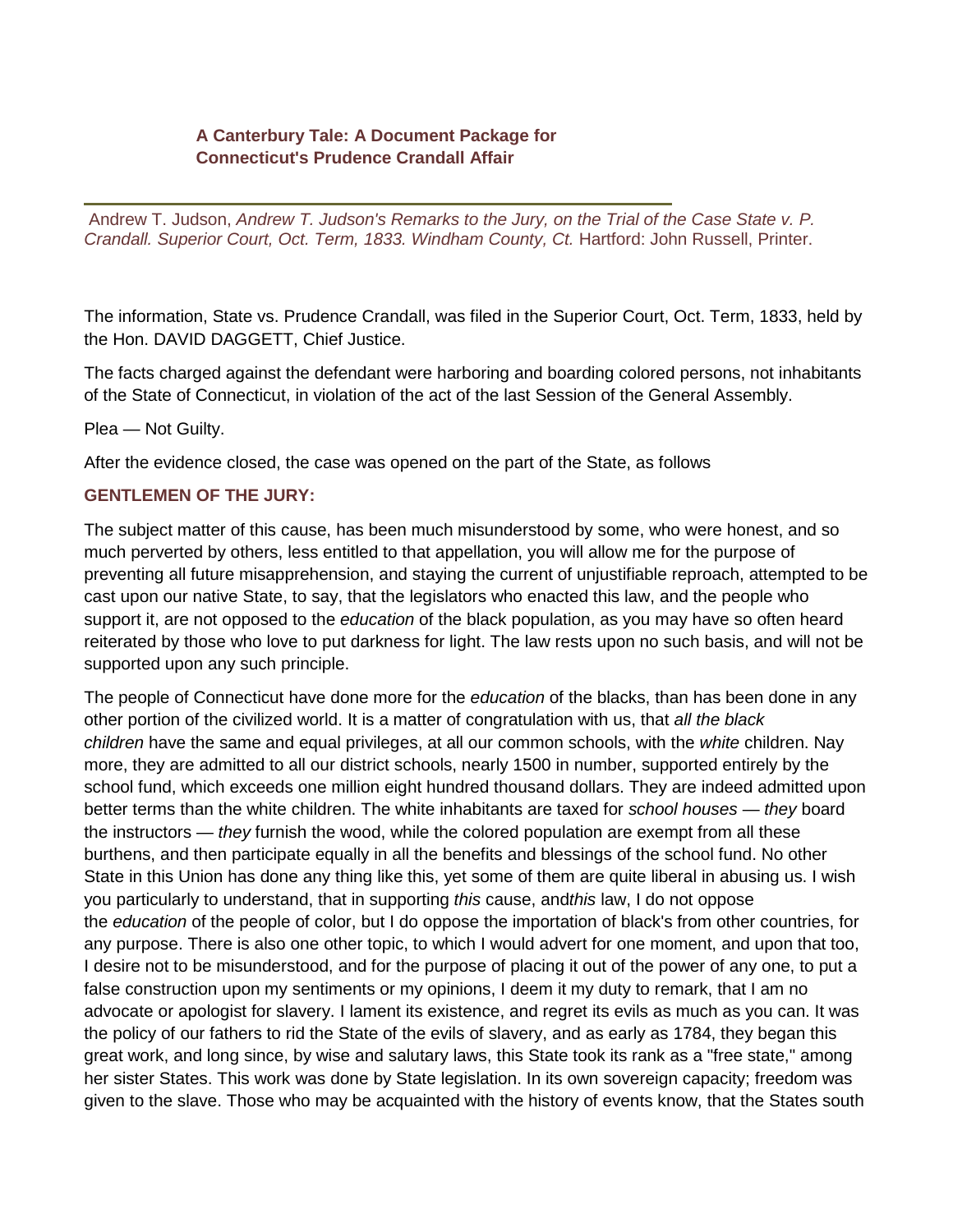**A Canterbury Tale: A Document Package for Connecticut's Prudence Crandall Affair**

---

Andrew T. Judson, *Andrew T. Judson's Remarks to the Jury, on the Trial of the Case State v. P. Crandall. Superior Court, Oct. Term, 1833. Windham County, Ct.* Hartford: John Russell, Printer.

The information, State vs. Prudence Crandall, was filed in the Superior Court, Oct. Term, 1833, held by the Hon. DAVID DAGGETT, Chief Justice.

The facts charged against the defendant were harboring and boarding colored persons, not inhabitants of the State of Connecticut, in violation of the act of the last Session of the General Assembly.

Plea — Not Guilty.

After the evidence closed, the case was opened on the part of the State, as follows

**GENTLEMEN OF THE JURY:**

The subject matter of this cause, has been much misunderstood by some, who were honest, and so much perverted by others, less entitled to that appellation, you will allow me for the purpose of preventing all future misapprehension, and staying the current of unjustifiable reproach, attempted to be cast upon our native State, to say, that the legislators who enacted this law, and the people who support it, are not opposed to the *education* of the black population, as you may have so often heard reiterated by those who love to put darkness for light. The law rests upon no such basis, and will not be supported upon any such principle.

The people of Connecticut have done more for the *education* of the blacks, than has been done in any other portion of the civilized world. It is a matter of congratulation with us, that *all the black children* have the same and equal privileges, at all our common schools, with the *white* children. Nay more, they are admitted to all our district schools, nearly 1500 in number, supported entirely by the school fund, which exceeds one million eight hundred thousand dollars. They are indeed admitted upon better terms than the white children. The white inhabitants are taxed for *school houses* — *they* board the instructors — *they* furnish the wood, while the colored population are exempt from all these burthens, and then participate equally in all the benefits and blessings of the school fund. No other State in this Union has done any thing like this, yet some of them are quite liberal in abusing us. I wish you particularly to understand, that in supporting *this* cause, and*this* law, I do not oppose the *education* of the people of color, but I do oppose the importation of black's from other countries, for any purpose. There is also one other topic, to which I would advert for one moment, and upon that too, I desire not to be misunderstood, and for the purpose of placing it out of the power of any one, to put a false construction upon my sentiments or my opinions, I deem it my duty to remark, that I am no advocate or apologist for slavery. I lament its existence, and regret its evils as much as you can. It was the policy of our fathers to rid the State of the evils of slavery, and as early as 1784, they began this great work, and long since, by wise and salutary laws, this State took its rank as a "free state," among her sister States. This work was done by State legislation. In its own sovereign capacity; freedom was given to the slave. Those who may be acquainted with the history of events know, that the States south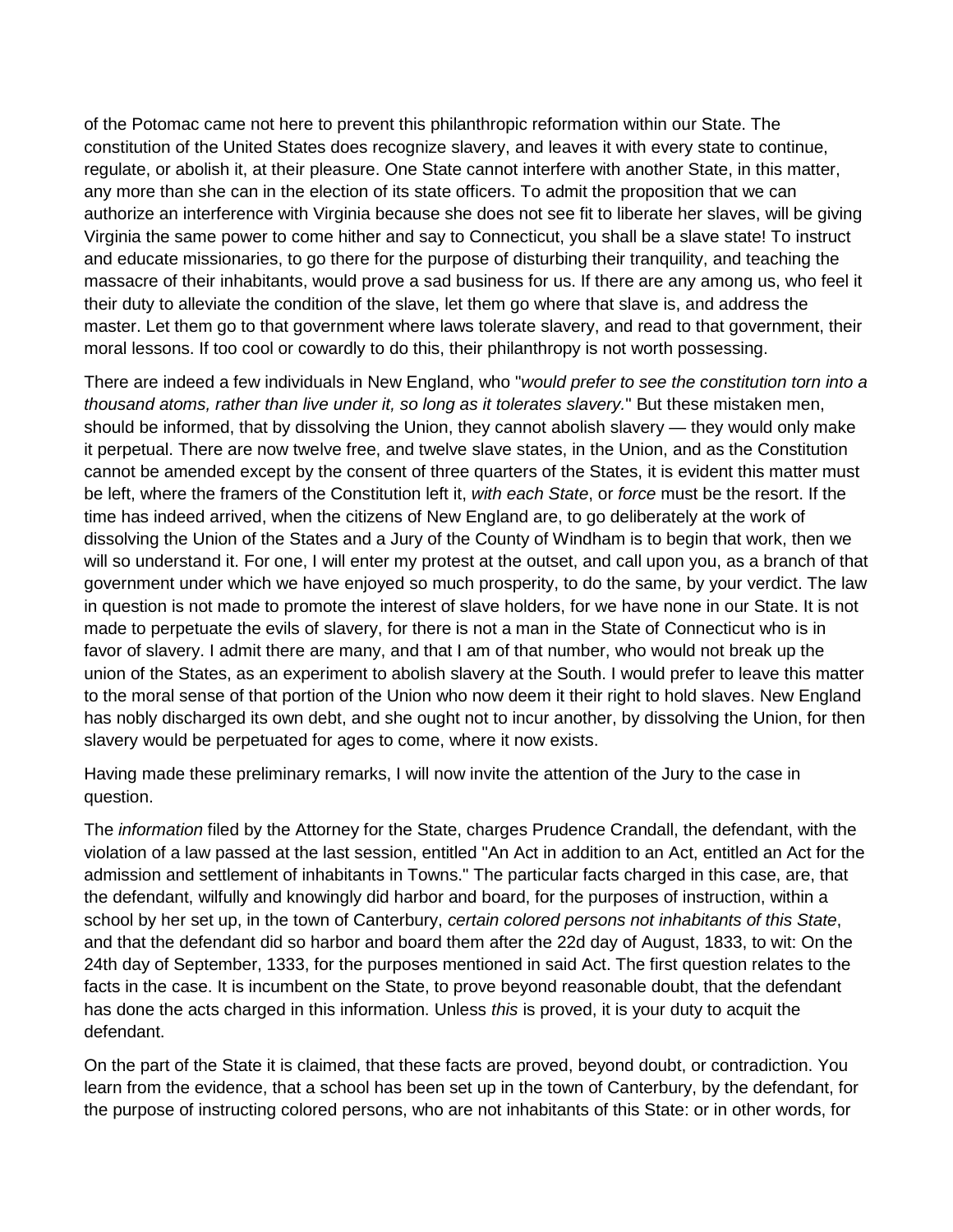of the Potomac came not here to prevent this philanthropic reformation within our State. The constitution of the United States does recognize slavery, and leaves it with every state to continue, regulate, or abolish it, at their pleasure. One State cannot interfere with another State, in this matter, any more than she can in the election of its state officers. To admit the proposition that we can authorize an interference with Virginia because she does not see fit to liberate her slaves, will be giving Virginia the same power to come hither and say to Connecticut, you shall be a slave state! To instruct and educate missionaries, to go there for the purpose of disturbing their tranquility, and teaching the massacre of their inhabitants, would prove a sad business for us. If there are any among us, who feel it their duty to alleviate the condition of the slave, let them go where that slave is, and address the master. Let them go to that government where laws tolerate slavery, and read to that government, their moral lessons. If too cool or cowardly to do this, their philanthropy is not worth possessing.

There are indeed a few individuals in New England, who "*would prefer to see the constitution torn into a thousand atoms, rather than live under it, so long as it tolerates slavery.*" But these mistaken men, should be informed, that by dissolving the Union, they cannot abolish slavery — they would only make it perpetual. There are now twelve free, and twelve slave states, in the Union, and as the Constitution cannot be amended except by the consent of three quarters of the States, it is evident this matter must be left, where the framers of the Constitution left it, *with each State*, or *force* must be the resort. If the time has indeed arrived, when the citizens of New England are, to go deliberately at the work of dissolving the Union of the States and a Jury of the County of Windham is to begin that work, then we will so understand it. For one, I will enter my protest at the outset, and call upon you, as a branch of that government under which we have enjoyed so much prosperity, to do the same, by your verdict. The law in question is not made to promote the interest of slave holders, for we have none in our State. It is not made to perpetuate the evils of slavery, for there is not a man in the State of Connecticut who is in favor of slavery. I admit there are many, and that I am of that number, who would not break up the union of the States, as an experiment to abolish slavery at the South. I would prefer to leave this matter to the moral sense of that portion of the Union who now deem it their right to hold slaves. New England has nobly discharged its own debt, and she ought not to incur another, by dissolving the Union, for then slavery would be perpetuated for ages to come, where it now exists.

Having made these preliminary remarks, I will now invite the attention of the Jury to the case in question.

The *information* filed by the Attorney for the State, charges Prudence Crandall, the defendant, with the violation of a law passed at the last session, entitled "An Act in addition to an Act, entitled an Act for the admission and settlement of inhabitants in Towns." The particular facts charged in this case, are, that the defendant, wilfully and knowingly did harbor and board, for the purposes of instruction, within a school by her set up, in the town of Canterbury, *certain colored persons not inhabitants of this State*, and that the defendant did so harbor and board them after the 22d day of August, 1833, to wit: On the 24th day of September, 1333, for the purposes mentioned in said Act. The first question relates to the facts in the case. It is incumbent on the State, to prove beyond reasonable doubt, that the defendant has done the acts charged in this information. Unless *this* is proved, it is your duty to acquit the defendant.

On the part of the State it is claimed, that these facts are proved, beyond doubt, or contradiction. You learn from the evidence, that a school has been set up in the town of Canterbury, by the defendant, for the purpose of instructing colored persons, who are not inhabitants of this State: or in other words, for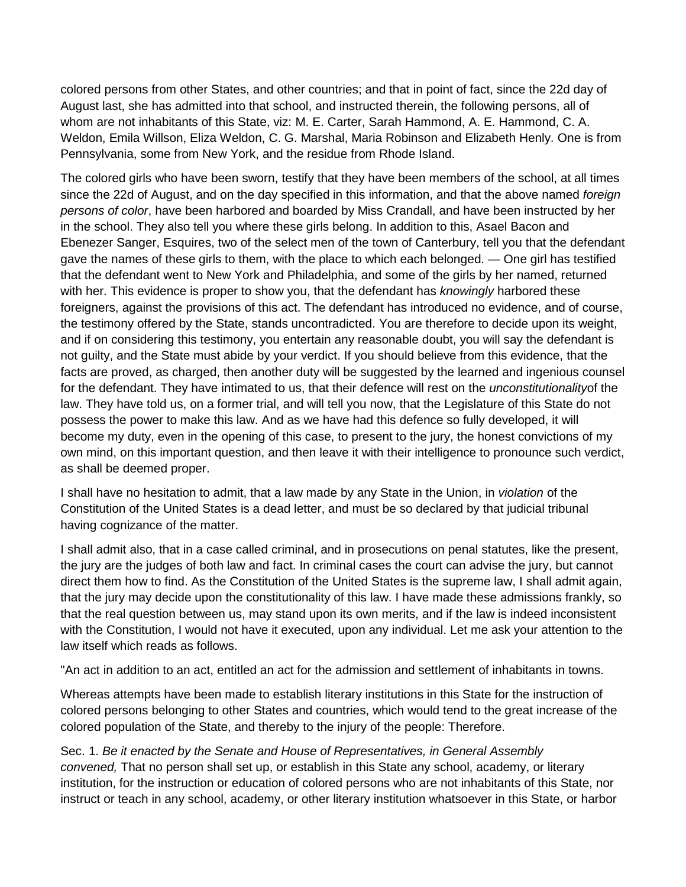colored persons from other States, and other countries; and that in point of fact, since the 22d day of August last, she has admitted into that school, and instructed therein, the following persons, all of whom are not inhabitants of this State, viz: M. E. Carter, Sarah Hammond, A. E. Hammond, C. A. Weldon, Emila Willson, Eliza Weldon, C. G. Marshal, Maria Robinson and Elizabeth Henly. One is from Pennsylvania, some from New York, and the residue from Rhode Island.

The colored girls who have been sworn, testify that they have been members of the school, at all times since the 22d of August, and on the day specified in this information, and that the above named *foreign persons of color*, have been harbored and boarded by Miss Crandall, and have been instructed by her in the school. They also tell you where these girls belong. In addition to this, Asael Bacon and Ebenezer Sanger, Esquires, two of the select men of the town of Canterbury, tell you that the defendant gave the names of these girls to them, with the place to which each belonged. — One girl has testified that the defendant went to New York and Philadelphia, and some of the girls by her named, returned with her. This evidence is proper to show you, that the defendant has *knowingly* harbored these foreigners, against the provisions of this act. The defendant has introduced no evidence, and of course, the testimony offered by the State, stands uncontradicted. You are therefore to decide upon its weight, and if on considering this testimony, you entertain any reasonable doubt, you will say the defendant is not guilty, and the State must abide by your verdict. If you should believe from this evidence, that the facts are proved, as charged, then another duty will be suggested by the learned and ingenious counsel for the defendant. They have intimated to us, that their defence will rest on the *unconstitutionality*of the law. They have told us, on a former trial, and will tell you now, that the Legislature of this State do not possess the power to make this law. And as we have had this defence so fully developed, it will become my duty, even in the opening of this case, to present to the jury, the honest convictions of my own mind, on this important question, and then leave it with their intelligence to pronounce such verdict, as shall be deemed proper.

I shall have no hesitation to admit, that a law made by any State in the Union, in *violation* of the Constitution of the United States is a dead letter, and must be so declared by that judicial tribunal having cognizance of the matter.

I shall admit also, that in a case called criminal, and in prosecutions on penal statutes, like the present, the jury are the judges of both law and fact. In criminal cases the court can advise the jury, but cannot direct them how to find. As the Constitution of the United States is the supreme law, I shall admit again, that the jury may decide upon the constitutionality of this law. I have made these admissions frankly, so that the real question between us, may stand upon its own merits, and if the law is indeed inconsistent with the Constitution, I would not have it executed, upon any individual. Let me ask your attention to the law itself which reads as follows.

"An act in addition to an act, entitled an act for the admission and settlement of inhabitants in towns.

Whereas attempts have been made to establish literary institutions in this State for the instruction of colored persons belonging to other States and countries, which would tend to the great increase of the colored population of the State, and thereby to the injury of the people: Therefore.

Sec. 1. *Be it enacted by the Senate and House of Representatives, in General Assembly convened,* That no person shall set up, or establish in this State any school, academy, or literary institution, for the instruction or education of colored persons who are not inhabitants of this State, nor instruct or teach in any school, academy, or other literary institution whatsoever in this State, or harbor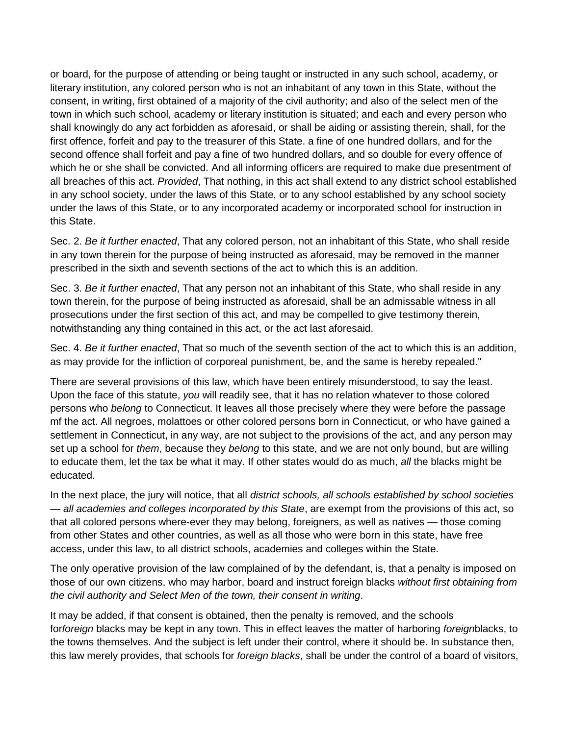or board, for the purpose of attending or being taught or instructed in any such school, academy, or literary institution, any colored person who is not an inhabitant of any town in this State, without the consent, in writing, first obtained of a majority of the civil authority; and also of the select men of the town in which such school, academy or literary institution is situated; and each and every person who shall knowingly do any act forbidden as aforesaid, or shall be aiding or assisting therein, shall, for the first offence, forfeit and pay to the treasurer of this State. a fine of one hundred dollars, and for the second offence shall forfeit and pay a fine of two hundred dollars, and so double for every offence of which he or she shall be convicted. And all informing officers are required to make due presentment of all breaches of this act. *Provided*, That nothing, in this act shall extend to any district school established in any school society, under the laws of this State, or to any school established by any school society under the laws of this State, or to any incorporated academy or incorporated school for instruction in this State.

Sec. 2. *Be it further enacted*, That any colored person, not an inhabitant of this State, who shall reside in any town therein for the purpose of being instructed as aforesaid, may be removed in the manner prescribed in the sixth and seventh sections of the act to which this is an addition.

Sec. 3. *Be it further enacted*, That any person not an inhabitant of this State, who shall reside in any town therein, for the purpose of being instructed as aforesaid, shall be an admissable witness in all prosecutions under the first section of this act, and may be compelled to give testimony therein, notwithstanding any thing contained in this act, or the act last aforesaid.

Sec. 4. *Be it further enacted*, That so much of the seventh section of the act to which this is an addition, as may provide for the infliction of corporeal punishment, be, and the same is hereby repealed."

There are several provisions of this law, which have been entirely misunderstood, to say the least. Upon the face of this statute, *you* will readily see, that it has no relation whatever to those colored persons who *belong* to Connecticut. It leaves all those precisely where they were before the passage mf the act. All negroes, molattoes or other colored persons born in Connecticut, or who have gained a settlement in Connecticut, in any way, are not subject to the provisions of the act, and any person may set up a school for *them*, because they *belong* to this state, and we are not only bound, but are willing to educate them, let the tax be what it may. If other states would do as much, *all* the blacks might be educated.

In the next place, the jury will notice, that all *district schools, all schools established by school societies — all academies and colleges incorporated by this State*, are exempt from the provisions of this act, so that all colored persons where-ever they may belong, foreigners, as well as natives — those coming from other States and other countries, as well as all those who were born in this state, have free access, under this law, to all district schools, academies and colleges within the State.

The only operative provision of the law complained of by the defendant, is, that a penalty is imposed on those of our own citizens, who may harbor, board and instruct foreign blacks *without first obtaining from the civil authority and Select Men of the town, their consent in writing*.

It may be added, if that consent is obtained, then the penalty is removed, and the schools for*foreign* blacks may be kept in any town. This in effect leaves the matter of harboring *foreign*blacks, to the towns themselves. And the subject is left under their control, where it should be. In substance then, this law merely provides, that schools for *foreign blacks*, shall be under the control of a board of visitors,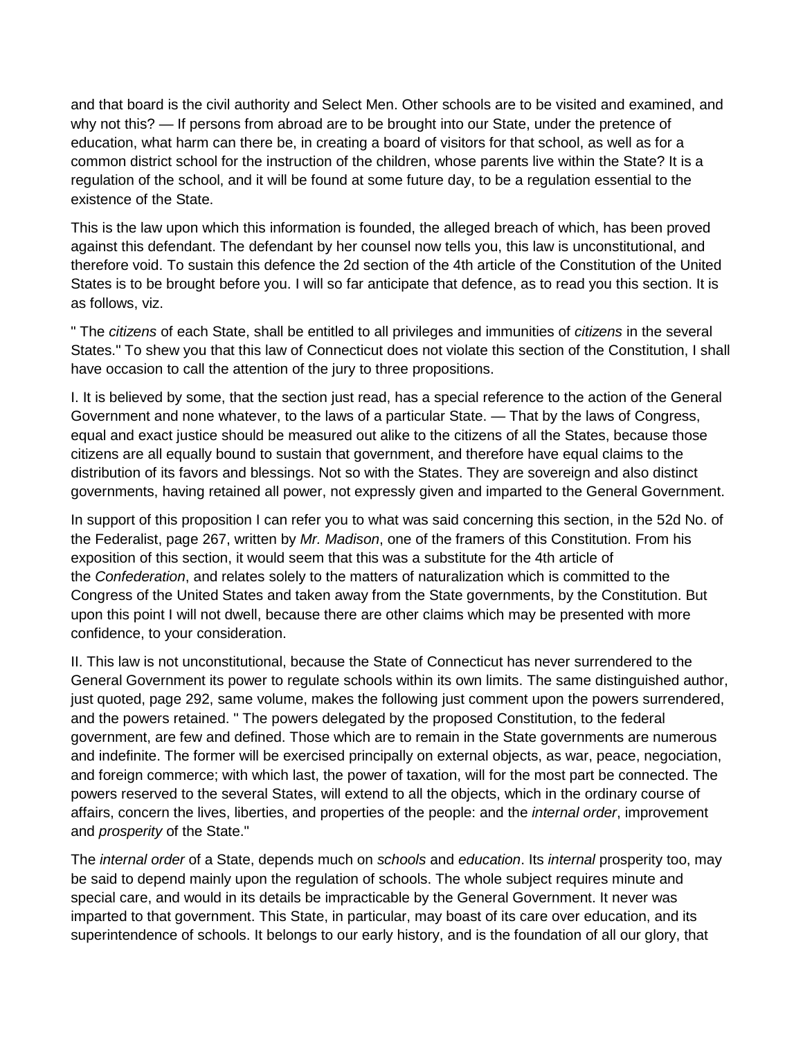and that board is the civil authority and Select Men. Other schools are to be visited and examined, and why not this? — If persons from abroad are to be brought into our State, under the pretence of education, what harm can there be, in creating a board of visitors for that school, as well as for a common district school for the instruction of the children, whose parents live within the State? It is a regulation of the school, and it will be found at some future day, to be a regulation essential to the existence of the State.

This is the law upon which this information is founded, the alleged breach of which, has been proved against this defendant. The defendant by her counsel now tells you, this law is unconstitutional, and therefore void. To sustain this defence the 2d section of the 4th article of the Constitution of the United States is to be brought before you. I will so far anticipate that defence, as to read you this section. It is as follows, viz.

" The *citizens* of each State, shall be entitled to all privileges and immunities of *citizens* in the several States." To shew you that this law of Connecticut does not violate this section of the Constitution, I shall have occasion to call the attention of the jury to three propositions.

I. It is believed by some, that the section just read, has a special reference to the action of the General Government and none whatever, to the laws of a particular State. — That by the laws of Congress, equal and exact justice should be measured out alike to the citizens of all the States, because those citizens are all equally bound to sustain that government, and therefore have equal claims to the distribution of its favors and blessings. Not so with the States. They are sovereign and also distinct governments, having retained all power, not expressly given and imparted to the General Government.

In support of this proposition I can refer you to what was said concerning this section, in the 52d No. of the Federalist, page 267, written by *Mr. Madison*, one of the framers of this Constitution. From his exposition of this section, it would seem that this was a substitute for the 4th article of the *Confederation*, and relates solely to the matters of naturalization which is committed to the Congress of the United States and taken away from the State governments, by the Constitution. But upon this point I will not dwell, because there are other claims which may be presented with more confidence, to your consideration.

II. This law is not unconstitutional, because the State of Connecticut has never surrendered to the General Government its power to regulate schools within its own limits. The same distinguished author, just quoted, page 292, same volume, makes the following just comment upon the powers surrendered, and the powers retained. " The powers delegated by the proposed Constitution, to the federal government, are few and defined. Those which are to remain in the State governments are numerous and indefinite. The former will be exercised principally on external objects, as war, peace, negociation, and foreign commerce; with which last, the power of taxation, will for the most part be connected. The powers reserved to the several States, will extend to all the objects, which in the ordinary course of affairs, concern the lives, liberties, and properties of the people: and the *internal order*, improvement and *prosperity* of the State."

The *internal order* of a State, depends much on *schools* and *education*. Its *internal* prosperity too, may be said to depend mainly upon the regulation of schools. The whole subject requires minute and special care, and would in its details be impracticable by the General Government. It never was imparted to that government. This State, in particular, may boast of its care over education, and its superintendence of schools. It belongs to our early history, and is the foundation of all our glory, that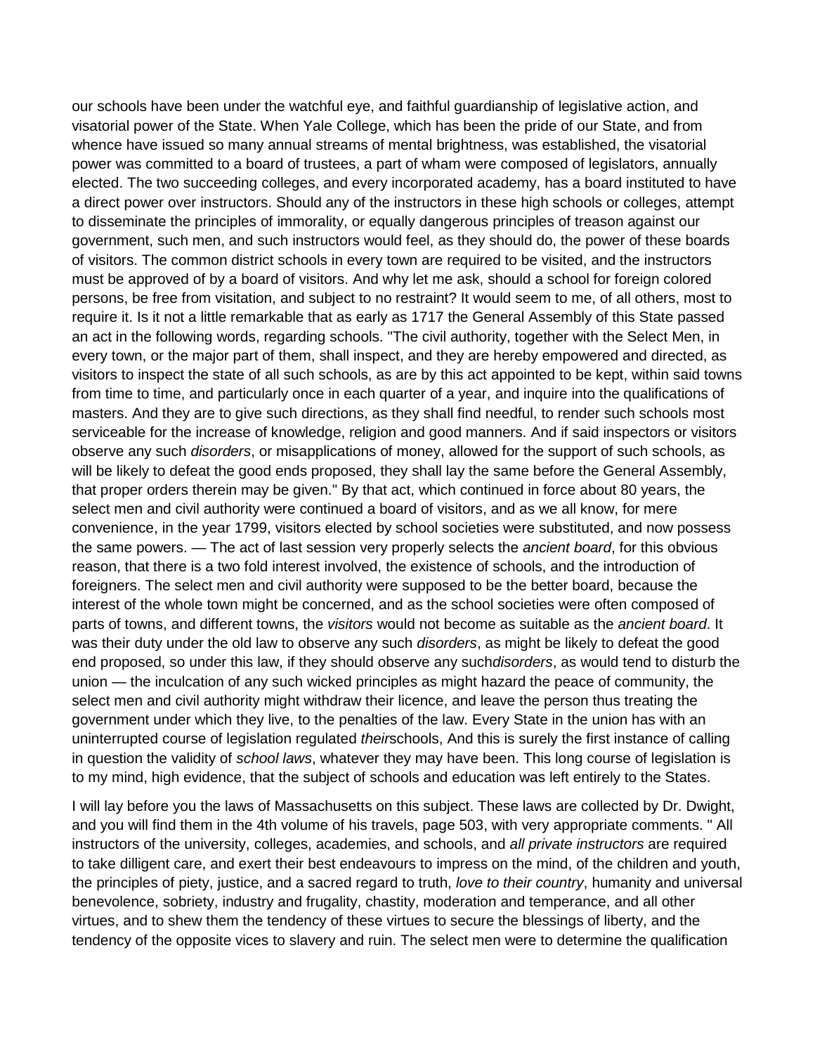our schools have been under the watchful eye, and faithful guardianship of legislative action, and visatorial power of the State. When Yale College, which has been the pride of our State, and from whence have issued so many annual streams of mental brightness, was established, the visatorial power was committed to a board of trustees, a part of wham were composed of legislators, annually elected. The two succeeding colleges, and every incorporated academy, has a board instituted to have a direct power over instructors. Should any of the instructors in these high schools or colleges, attempt to disseminate the principles of immorality, or equally dangerous principles of treason against our government, such men, and such instructors would feel, as they should do, the power of these boards of visitors. The common district schools in every town are required to be visited, and the instructors must be approved of by a board of visitors. And why let me ask, should a school for foreign colored persons, be free from visitation, and subject to no restraint? It would seem to me, of all others, most to require it. Is it not a little remarkable that as early as 1717 the General Assembly of this State passed an act in the following words, regarding schools. "The civil authority, together with the Select Men, in every town, or the major part of them, shall inspect, and they are hereby empowered and directed, as visitors to inspect the state of all such schools, as are by this act appointed to be kept, within said towns from time to time, and particularly once in each quarter of a year, and inquire into the qualifications of masters. And they are to give such directions, as they shall find needful, to render such schools most serviceable for the increase of knowledge, religion and good manners. And if said inspectors or visitors observe any such *disorders*, or misapplications of money, allowed for the support of such schools, as will be likely to defeat the good ends proposed, they shall lay the same before the General Assembly, that proper orders therein may be given." By that act, which continued in force about 80 years, the select men and civil authority were continued a board of visitors, and as we all know, for mere convenience, in the year 1799, visitors elected by school societies were substituted, and now possess the same powers. — The act of last session very properly selects the *ancient board*, for this obvious reason, that there is a two fold interest involved, the existence of schools, and the introduction of foreigners. The select men and civil authority were supposed to be the better board, because the interest of the whole town might be concerned, and as the school societies were often composed of parts of towns, and different towns, the *visitors* would not become as suitable as the *ancient board*. It was their duty under the old law to observe any such *disorders*, as might be likely to defeat the good end proposed, so under this law, if they should observe any such*disorders*, as would tend to disturb the union — the inculcation of any such wicked principles as might hazard the peace of community, the select men and civil authority might withdraw their licence, and leave the person thus treating the government under which they live, to the penalties of the law. Every State in the union has with an uninterrupted course of legislation regulated *their*schools, And this is surely the first instance of calling in question the validity of *school laws*, whatever they may have been. This long course of legislation is to my mind, high evidence, that the subject of schools and education was left entirely to the States.

I will lay before you the laws of Massachusetts on this subject. These laws are collected by Dr. Dwight, and you will find them in the 4th volume of his travels, page 503, with very appropriate comments. " All instructors of the university, colleges, academies, and schools, and *all private instructors* are required to take dilligent care, and exert their best endeavours to impress on the mind, of the children and youth, the principles of piety, justice, and a sacred regard to truth, *love to their country*, humanity and universal benevolence, sobriety, industry and frugality, chastity, moderation and temperance, and all other virtues, and to shew them the tendency of these virtues to secure the blessings of liberty, and the tendency of the opposite vices to slavery and ruin. The select men were to determine the qualification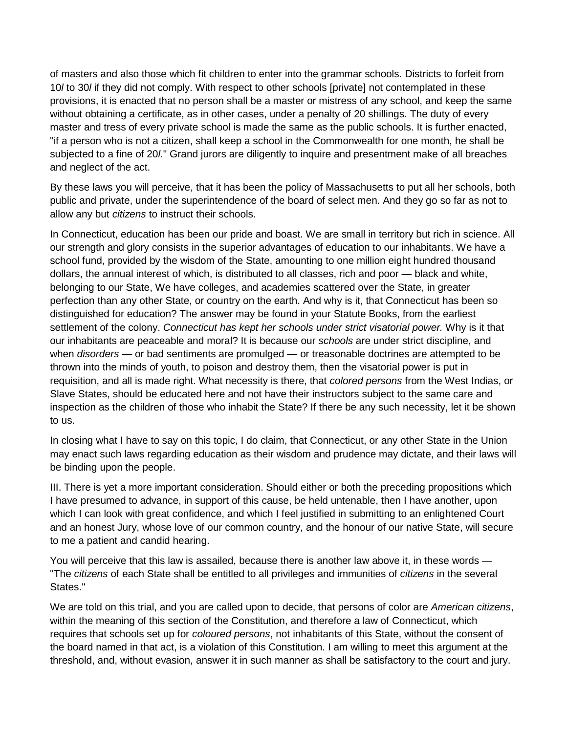of masters and also those which fit children to enter into the grammar schools. Districts to forfeit from 10*l* to 30*l* if they did not comply. With respect to other schools [private] not contemplated in these provisions, it is enacted that no person shall be a master or mistress of any school, and keep the same without obtaining a certificate, as in other cases, under a penalty of 20 shillings. The duty of every master and tress of every private school is made the same as the public schools. It is further enacted, "if a person who is not a citizen, shall keep a school in the Commonwealth for one month, he shall be subjected to a fine of 20*l*." Grand jurors are diligently to inquire and presentment make of all breaches and neglect of the act.

By these laws you will perceive, that it has been the policy of Massachusetts to put all her schools, both public and private, under the superintendence of the board of select men. And they go so far as not to allow any but *citizens* to instruct their schools.

In Connecticut, education has been our pride and boast. We are small in territory but rich in science. All our strength and glory consists in the superior advantages of education to our inhabitants. We have a school fund, provided by the wisdom of the State, amounting to one million eight hundred thousand dollars, the annual interest of which, is distributed to all classes, rich and poor — black and white, belonging to our State, We have colleges, and academies scattered over the State, in greater perfection than any other State, or country on the earth. And why is it, that Connecticut has been so distinguished for education? The answer may be found in your Statute Books, from the earliest settlement of the colony. *Connecticut has kept her schools under strict visatorial power.* Why is it that our inhabitants are peaceable and moral? It is because our *schools* are under strict discipline, and when *disorders* — or bad sentiments are promulged — or treasonable doctrines are attempted to be thrown into the minds of youth, to poison and destroy them, then the visatorial power is put in requisition, and all is made right. What necessity is there, that *colored persons* from the West Indias, or Slave States, should be educated here and not have their instructors subject to the same care and inspection as the children of those who inhabit the State? If there be any such necessity, let it be shown to us.

In closing what I have to say on this topic, I do claim, that Connecticut, or any other State in the Union may enact such laws regarding education as their wisdom and prudence may dictate, and their laws will be binding upon the people.

III. There is yet a more important consideration. Should either or both the preceding propositions which I have presumed to advance, in support of this cause, be held untenable, then I have another, upon which I can look with great confidence, and which I feel justified in submitting to an enlightened Court and an honest Jury, whose love of our common country, and the honour of our native State, will secure to me a patient and candid hearing.

You will perceive that this law is assailed, because there is another law above it, in these words — "The *citizens* of each State shall be entitled to all privileges and immunities of *citizens* in the several States."

We are told on this trial, and you are called upon to decide, that persons of color are *American citizens*, within the meaning of this section of the Constitution, and therefore a law of Connecticut, which requires that schools set up for *coloured persons*, not inhabitants of this State, without the consent of the board named in that act, is a violation of this Constitution. I am willing to meet this argument at the threshold, and, without evasion, answer it in such manner as shall be satisfactory to the court and jury.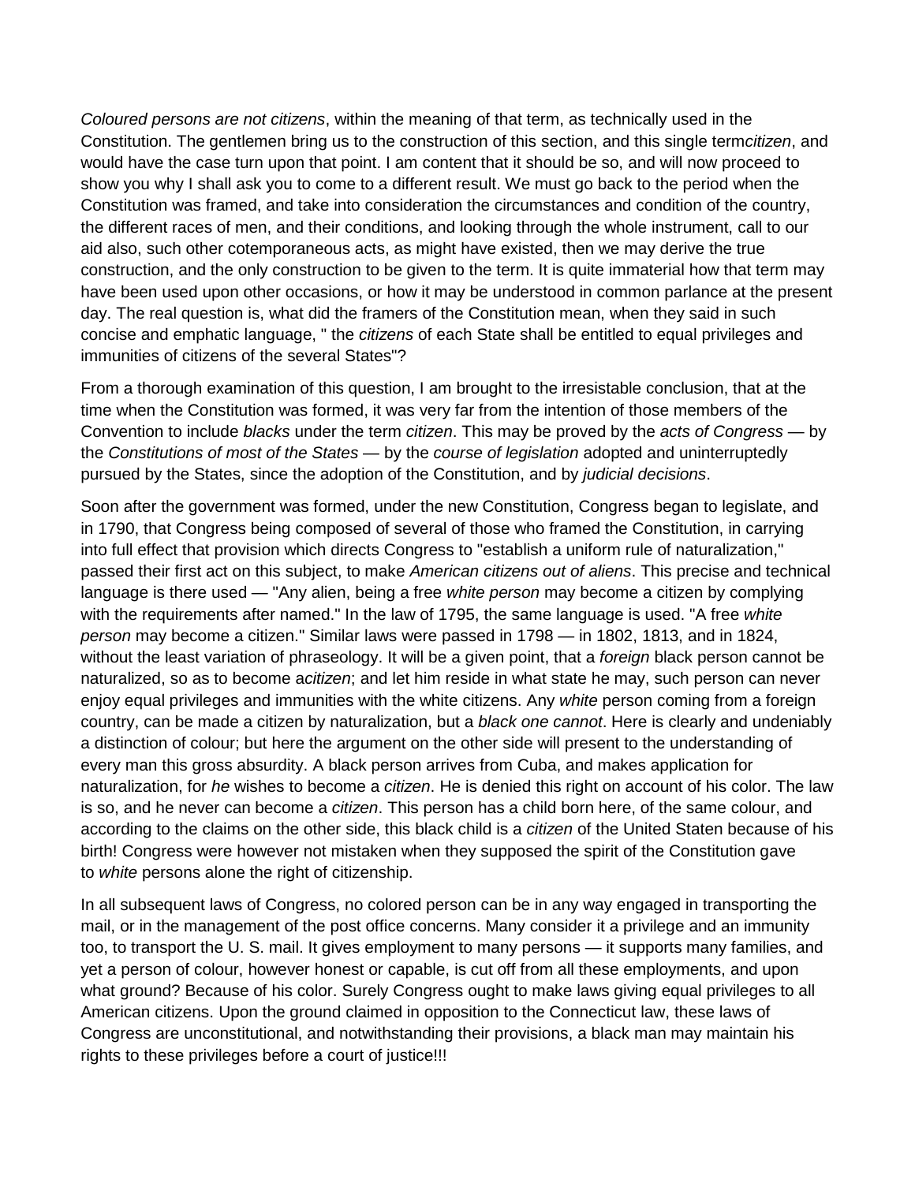*Coloured persons are not citizens*, within the meaning of that term, as technically used in the Constitution. The gentlemen bring us to the construction of this section, and this single term*citizen*, and would have the case turn upon that point. I am content that it should be so, and will now proceed to show you why I shall ask you to come to a different result. We must go back to the period when the Constitution was framed, and take into consideration the circumstances and condition of the country, the different races of men, and their conditions, and looking through the whole instrument, call to our aid also, such other cotemporaneous acts, as might have existed, then we may derive the true construction, and the only construction to be given to the term. It is quite immaterial how that term may have been used upon other occasions, or how it may be understood in common parlance at the present day. The real question is, what did the framers of the Constitution mean, when they said in such concise and emphatic language, " the *citizens* of each State shall be entitled to equal privileges and immunities of citizens of the several States"?

From a thorough examination of this question, I am brought to the irresistable conclusion, that at the time when the Constitution was formed, it was very far from the intention of those members of the Convention to include *blacks* under the term *citizen*. This may be proved by the *acts of Congress* — by the *Constitutions of most of the States* — by the *course of legislation* adopted and uninterruptedly pursued by the States, since the adoption of the Constitution, and by *judicial decisions*.

Soon after the government was formed, under the new Constitution, Congress began to legislate, and in 1790, that Congress being composed of several of those who framed the Constitution, in carrying into full effect that provision which directs Congress to "establish a uniform rule of naturalization," passed their first act on this subject, to make *American citizens out of aliens*. This precise and technical language is there used — "Any alien, being a free *white person* may become a citizen by complying with the requirements after named." In the law of 1795, the same language is used. "A free *white person* may become a citizen." Similar laws were passed in 1798 — in 1802, 1813, and in 1824, without the least variation of phraseology. It will be a given point, that a *foreign* black person cannot be naturalized, so as to become a*citizen*; and let him reside in what state he may, such person can never enjoy equal privileges and immunities with the white citizens. Any *white* person coming from a foreign country, can be made a citizen by naturalization, but a *black one cannot*. Here is clearly and undeniably a distinction of colour; but here the argument on the other side will present to the understanding of every man this gross absurdity. A black person arrives from Cuba, and makes application for naturalization, for *he* wishes to become a *citizen*. He is denied this right on account of his color. The law is so, and he never can become a *citizen*. This person has a child born here, of the same colour, and according to the claims on the other side, this black child is a *citizen* of the United Staten because of his birth! Congress were however not mistaken when they supposed the spirit of the Constitution gave to *white* persons alone the right of citizenship.

In all subsequent laws of Congress, no colored person can be in any way engaged in transporting the mail, or in the management of the post office concerns. Many consider it a privilege and an immunity too, to transport the U. S. mail. It gives employment to many persons — it supports many families, and yet a person of colour, however honest or capable, is cut off from all these employments, and upon what ground? Because of his color. Surely Congress ought to make laws giving equal privileges to all American citizens. Upon the ground claimed in opposition to the Connecticut law, these laws of Congress are unconstitutional, and notwithstanding their provisions, a black man may maintain his rights to these privileges before a court of justice!!!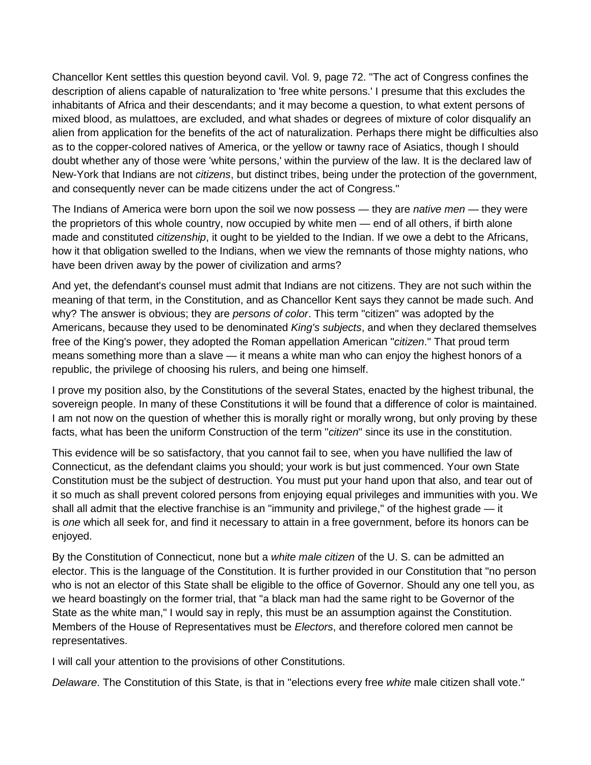Chancellor Kent settles this question beyond cavil. Vol. 9, page 72. "The act of Congress confines the description of aliens capable of naturalization to 'free white persons.' I presume that this excludes the inhabitants of Africa and their descendants; and it may become a question, to what extent persons of mixed blood, as mulattoes, are excluded, and what shades or degrees of mixture of color disqualify an alien from application for the benefits of the act of naturalization. Perhaps there might be difficulties also as to the copper-colored natives of America, or the yellow or tawny race of Asiatics, though I should doubt whether any of those were 'white persons,' within the purview of the law. It is the declared law of New-York that Indians are not *citizens*, but distinct tribes, being under the protection of the government, and consequently never can be made citizens under the act of Congress."

The Indians of America were born upon the soil we now possess — they are *native men* — they were the proprietors of this whole country, now occupied by white men — end of all others, if birth alone made and constituted *citizenship*, it ought to be yielded to the Indian. If we owe a debt to the Africans, how it that obligation swelled to the Indians, when we view the remnants of those mighty nations, who have been driven away by the power of civilization and arms?

And yet, the defendant's counsel must admit that Indians are not citizens. They are not such within the meaning of that term, in the Constitution, and as Chancellor Kent says they cannot be made such. And why? The answer is obvious; they are *persons of color*. This term "citizen" was adopted by the Americans, because they used to be denominated *King's subjects*, and when they declared themselves free of the King's power, they adopted the Roman appellation American "*citizen*." That proud term means something more than a slave — it means a white man who can enjoy the highest honors of a republic, the privilege of choosing his rulers, and being one himself.

I prove my position also, by the Constitutions of the several States, enacted by the highest tribunal, the sovereign people. In many of these Constitutions it will be found that a difference of color is maintained. I am not now on the question of whether this is morally right or morally wrong, but only proving by these facts, what has been the uniform Construction of the term "*citizen*" since its use in the constitution.

This evidence will be so satisfactory, that you cannot fail to see, when you have nullified the law of Connecticut, as the defendant claims you should; your work is but just commenced. Your own State Constitution must be the subject of destruction. You must put your hand upon that also, and tear out of it so much as shall prevent colored persons from enjoying equal privileges and immunities with you. We shall all admit that the elective franchise is an "immunity and privilege," of the highest grade — it is *one* which all seek for, and find it necessary to attain in a free government, before its honors can be enjoyed.

By the Constitution of Connecticut, none but a *white male citizen* of the U. S. can be admitted an elector. This is the language of the Constitution. It is further provided in our Constitution that "no person who is not an elector of this State shall be eligible to the office of Governor. Should any one tell you, as we heard boastingly on the former trial, that "a black man had the same right to be Governor of the State as the white man," I would say in reply, this must be an assumption against the Constitution. Members of the House of Representatives must be *Electors*, and therefore colored men cannot be representatives.

I will call your attention to the provisions of other Constitutions.

*Delaware*. The Constitution of this State, is that in "elections every free *white* male citizen shall vote."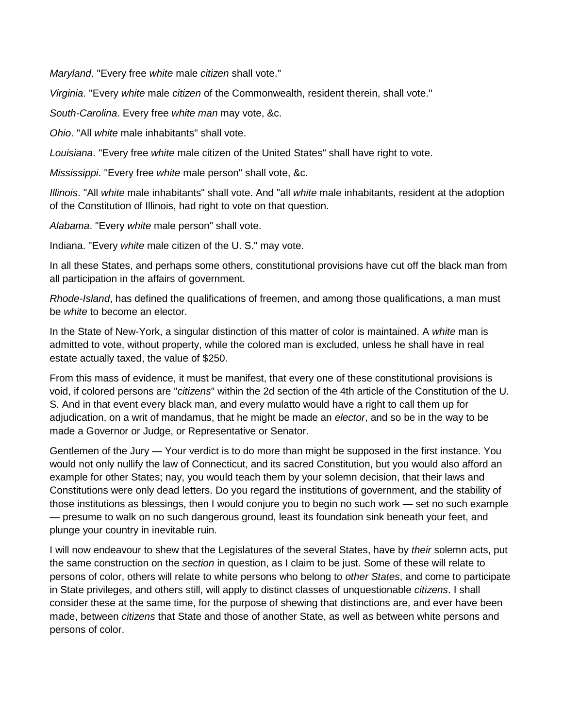*Maryland*. "Every free *white* male *citizen* shall vote."

*Virginia*. "Every *white* male *citizen* of the Commonwealth, resident therein, shall vote."

*South-Carolina*. Every free *white man* may vote, &c.

*Ohio*. "All *white* male inhabitants" shall vote.

*Louisiana*. "Every free *white* male citizen of the United States" shall have right to vote.

*Mississippi*. "Every free *white* male person" shall vote, &c.

*Illinois*. "All *white* male inhabitants" shall vote. And "all *white* male inhabitants, resident at the adoption of the Constitution of Illinois, had right to vote on that question.

*Alabama*. "Every *white* male person" shall vote.

Indiana. "Every *white* male citizen of the U. S." may vote.

In all these States, and perhaps some others, constitutional provisions have cut off the black man from all participation in the affairs of government.

*Rhode-Island*, has defined the qualifications of freemen, and among those qualifications, a man must be *white* to become an elector.

In the State of New-York, a singular distinction of this matter of color is maintained. A *white* man is admitted to vote, without property, while the colored man is excluded, unless he shall have in real estate actually taxed, the value of $250.

From this mass of evidence, it must be manifest, that every one of these constitutional provisions is void, if colored persons are "*citizens*" within the 2d section of the 4th article of the Constitution of the U. S. And in that event every black man, and every mulatto would have a right to call them up for adjudication, on a writ of mandamus, that he might be made an *elector*, and so be in the way to be made a Governor or Judge, or Representative or Senator.

Gentlemen of the Jury — Your verdict is to do more than might be supposed in the first instance. You would not only nullify the law of Connecticut, and its sacred Constitution, but you would also afford an example for other States; nay, you would teach them by your solemn decision, that their laws and Constitutions were only dead letters. Do you regard the institutions of government, and the stability of those institutions as blessings, then I would conjure you to begin no such work — set no such example — presume to walk on no such dangerous ground, least its foundation sink beneath your feet, and plunge your country in inevitable ruin.

I will now endeavour to shew that the Legislatures of the several States, have by *their* solemn acts, put the same construction on the *section* in question, as I claim to be just. Some of these will relate to persons of color, others will relate to white persons who belong to *other States*, and come to participate in State privileges, and others still, will apply to distinct classes of unquestionable *citizens*. I shall consider these at the same time, for the purpose of shewing that distinctions are, and ever have been made, between *citizens* that State and those of another State, as well as between white persons and persons of color.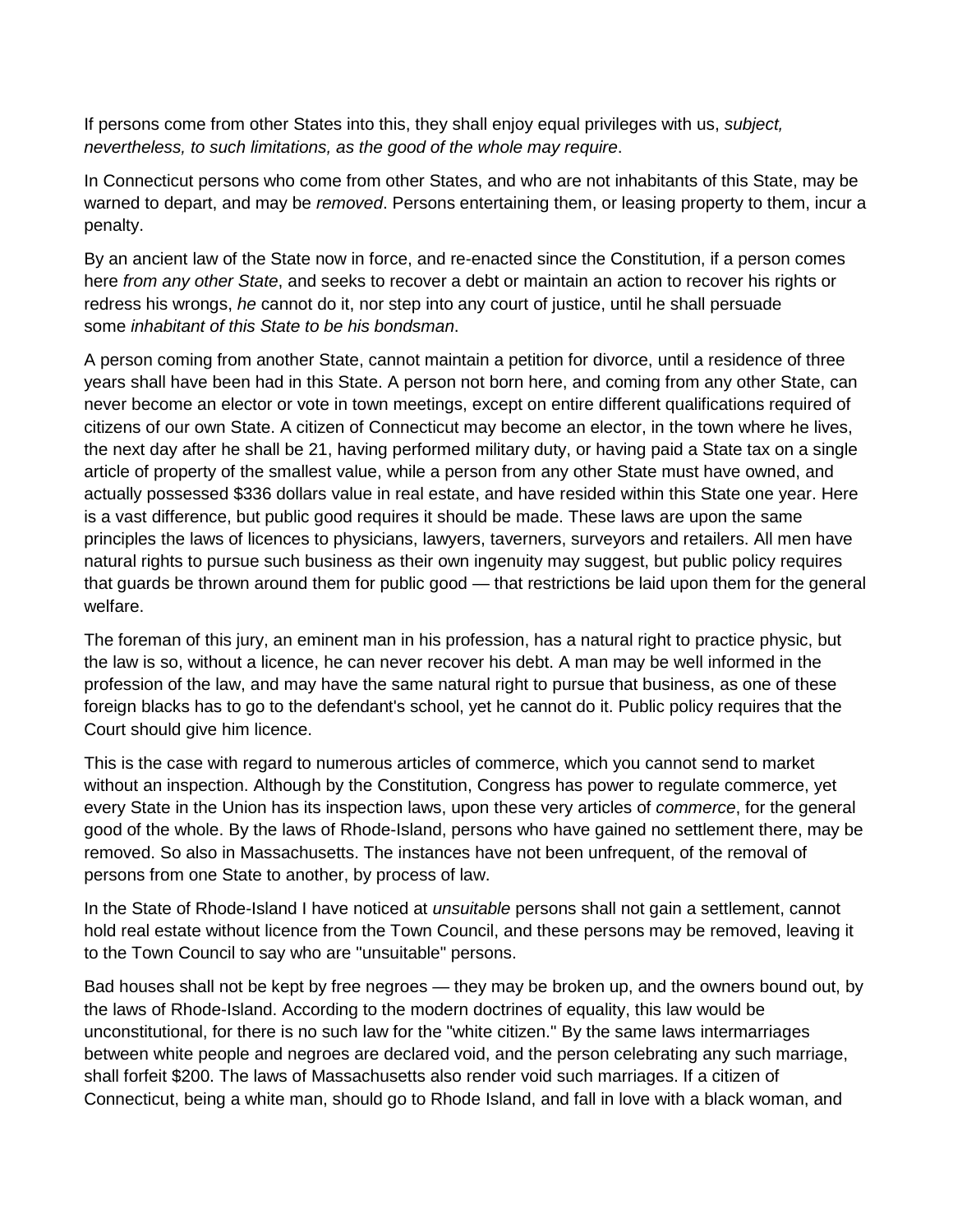If persons come from other States into this, they shall enjoy equal privileges with us, *subject, nevertheless, to such limitations, as the good of the whole may require*.

In Connecticut persons who come from other States, and who are not inhabitants of this State, may be warned to depart, and may be *removed*. Persons entertaining them, or leasing property to them, incur a penalty.

By an ancient law of the State now in force, and re-enacted since the Constitution, if a person comes here *from any other State*, and seeks to recover a debt or maintain an action to recover his rights or redress his wrongs, *he* cannot do it, nor step into any court of justice, until he shall persuade some *inhabitant of this State to be his bondsman*.

A person coming from another State, cannot maintain a petition for divorce, until a residence of three years shall have been had in this State. A person not born here, and coming from any other State, can never become an elector or vote in town meetings, except on entire different qualifications required of citizens of our own State. A citizen of Connecticut may become an elector, in the town where he lives, the next day after he shall be 21, having performed military duty, or having paid a State tax on a single article of property of the smallest value, while a person from any other State must have owned, and actually possessed $336 dollars value in real estate, and have resided within this State one year. Here is a vast difference, but public good requires it should be made. These laws are upon the same principles the laws of licences to physicians, lawyers, taverners, surveyors and retailers. All men have natural rights to pursue such business as their own ingenuity may suggest, but public policy requires that guards be thrown around them for public good — that restrictions be laid upon them for the general welfare.

The foreman of this jury, an eminent man in his profession, has a natural right to practice physic, but the law is so, without a licence, he can never recover his debt. A man may be well informed in the profession of the law, and may have the same natural right to pursue that business, as one of these foreign blacks has to go to the defendant's school, yet he cannot do it. Public policy requires that the Court should give him licence.

This is the case with regard to numerous articles of commerce, which you cannot send to market without an inspection. Although by the Constitution, Congress has power to regulate commerce, yet every State in the Union has its inspection laws, upon these very articles of *commerce*, for the general good of the whole. By the laws of Rhode-Island, persons who have gained no settlement there, may be removed. So also in Massachusetts. The instances have not been unfrequent, of the removal of persons from one State to another, by process of law.

In the State of Rhode-Island I have noticed at *unsuitable* persons shall not gain a settlement, cannot hold real estate without licence from the Town Council, and these persons may be removed, leaving it to the Town Council to say who are "unsuitable" persons.

Bad houses shall not be kept by free negroes — they may be broken up, and the owners bound out, by the laws of Rhode-Island. According to the modern doctrines of equality, this law would be unconstitutional, for there is no such law for the "white citizen." By the same laws intermarriages between white people and negroes are declared void, and the person celebrating any such marriage, shall forfeit $200. The laws of Massachusetts also render void such marriages. If a citizen of Connecticut, being a white man, should go to Rhode Island, and fall in love with a black woman, and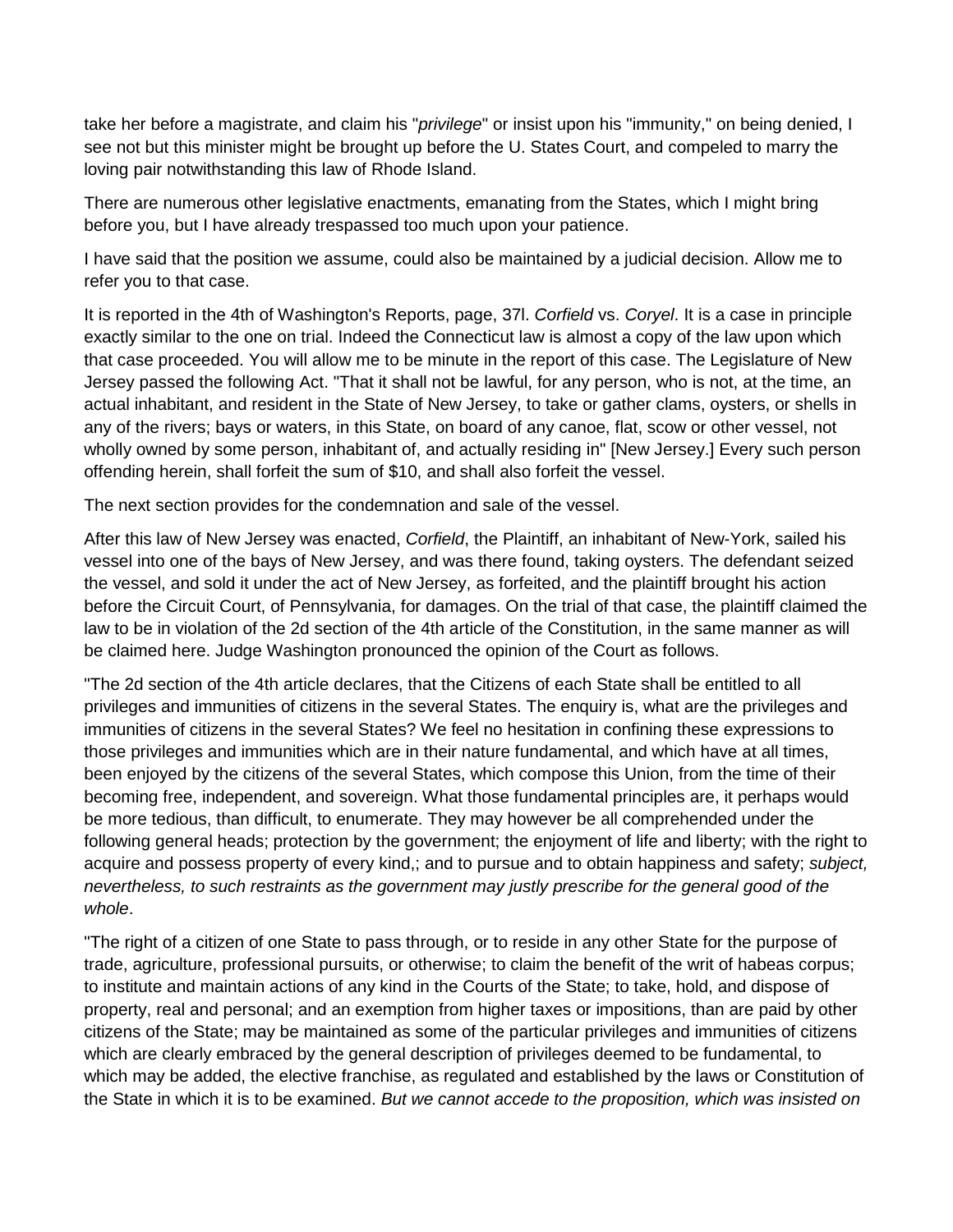take her before a magistrate, and claim his "*privilege*" or insist upon his "immunity," on being denied, I see not but this minister might be brought up before the U. States Court, and compeled to marry the loving pair notwithstanding this law of Rhode Island.

There are numerous other legislative enactments, emanating from the States, which I might bring before you, but I have already trespassed too much upon your patience.

I have said that the position we assume, could also be maintained by a judicial decision. Allow me to refer you to that case.

It is reported in the 4th of Washington's Reports, page, 37l. *Corfield* vs. *Coryel*. It is a case in principle exactly similar to the one on trial. Indeed the Connecticut law is almost a copy of the law upon which that case proceeded. You will allow me to be minute in the report of this case. The Legislature of New Jersey passed the following Act. "That it shall not be lawful, for any person, who is not, at the time, an actual inhabitant, and resident in the State of New Jersey, to take or gather clams, oysters, or shells in any of the rivers; bays or waters, in this State, on board of any canoe, flat, scow or other vessel, not wholly owned by some person, inhabitant of, and actually residing in" [New Jersey.] Every such person offending herein, shall forfeit the sum of $10, and shall also forfeit the vessel.

The next section provides for the condemnation and sale of the vessel.

After this law of New Jersey was enacted, *Corfield*, the Plaintiff, an inhabitant of New-York, sailed his vessel into one of the bays of New Jersey, and was there found, taking oysters. The defendant seized the vessel, and sold it under the act of New Jersey, as forfeited, and the plaintiff brought his action before the Circuit Court, of Pennsylvania, for damages. On the trial of that case, the plaintiff claimed the law to be in violation of the 2d section of the 4th article of the Constitution, in the same manner as will be claimed here. Judge Washington pronounced the opinion of the Court as follows.

"The 2d section of the 4th article declares, that the Citizens of each State shall be entitled to all privileges and immunities of citizens in the several States. The enquiry is, what are the privileges and immunities of citizens in the several States? We feel no hesitation in confining these expressions to those privileges and immunities which are in their nature fundamental, and which have at all times, been enjoyed by the citizens of the several States, which compose this Union, from the time of their becoming free, independent, and sovereign. What those fundamental principles are, it perhaps would be more tedious, than difficult, to enumerate. They may however be all comprehended under the following general heads; protection by the government; the enjoyment of life and liberty; with the right to acquire and possess property of every kind,; and to pursue and to obtain happiness and safety; *subject, nevertheless, to such restraints as the government may justly prescribe for the general good of the whole*.

"The right of a citizen of one State to pass through, or to reside in any other State for the purpose of trade, agriculture, professional pursuits, or otherwise; to claim the benefit of the writ of habeas corpus; to institute and maintain actions of any kind in the Courts of the State; to take, hold, and dispose of property, real and personal; and an exemption from higher taxes or impositions, than are paid by other citizens of the State; may be maintained as some of the particular privileges and immunities of citizens which are clearly embraced by the general description of privileges deemed to be fundamental, to which may be added, the elective franchise, as regulated and established by the laws or Constitution of the State in which it is to be examined. *But we cannot accede to the proposition, which was insisted on*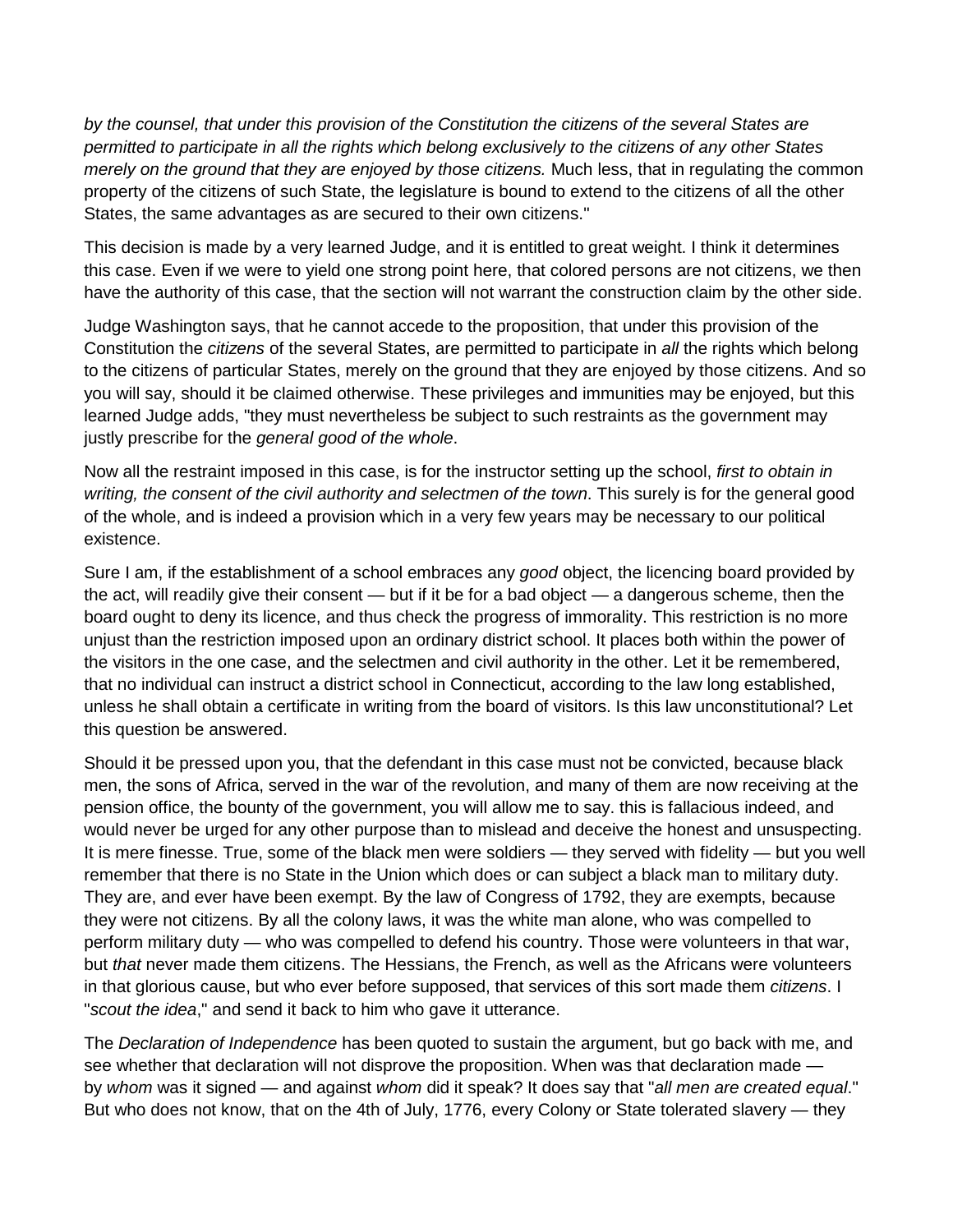*by the counsel, that under this provision of the Constitution the citizens of the several States are permitted to participate in all the rights which belong exclusively to the citizens of any other States merely on the ground that they are enjoyed by those citizens.* Much less, that in regulating the common property of the citizens of such State, the legislature is bound to extend to the citizens of all the other States, the same advantages as are secured to their own citizens."

This decision is made by a very learned Judge, and it is entitled to great weight. I think it determines this case. Even if we were to yield one strong point here, that colored persons are not citizens, we then have the authority of this case, that the section will not warrant the construction claim by the other side.

Judge Washington says, that he cannot accede to the proposition, that under this provision of the Constitution the *citizens* of the several States, are permitted to participate in *all* the rights which belong to the citizens of particular States, merely on the ground that they are enjoyed by those citizens. And so you will say, should it be claimed otherwise. These privileges and immunities may be enjoyed, but this learned Judge adds, "they must nevertheless be subject to such restraints as the government may justly prescribe for the *general good of the whole*.

Now all the restraint imposed in this case, is for the instructor setting up the school, *first to obtain in writing, the consent of the civil authority and selectmen of the town*. This surely is for the general good of the whole, and is indeed a provision which in a very few years may be necessary to our political existence.

Sure I am, if the establishment of a school embraces any *good* object, the licencing board provided by the act, will readily give their consent — but if it be for a bad object — a dangerous scheme, then the board ought to deny its licence, and thus check the progress of immorality. This restriction is no more unjust than the restriction imposed upon an ordinary district school. It places both within the power of the visitors in the one case, and the selectmen and civil authority in the other. Let it be remembered, that no individual can instruct a district school in Connecticut, according to the law long established, unless he shall obtain a certificate in writing from the board of visitors. Is this law unconstitutional? Let this question be answered.

Should it be pressed upon you, that the defendant in this case must not be convicted, because black men, the sons of Africa, served in the war of the revolution, and many of them are now receiving at the pension office, the bounty of the government, you will allow me to say. this is fallacious indeed, and would never be urged for any other purpose than to mislead and deceive the honest and unsuspecting. It is mere finesse. True, some of the black men were soldiers — they served with fidelity — but you well remember that there is no State in the Union which does or can subject a black man to military duty. They are, and ever have been exempt. By the law of Congress of 1792, they are exempts, because they were not citizens. By all the colony laws, it was the white man alone, who was compelled to perform military duty — who was compelled to defend his country. Those were volunteers in that war, but *that* never made them citizens. The Hessians, the French, as well as the Africans were volunteers in that glorious cause, but who ever before supposed, that services of this sort made them *citizens*. I "*scout the idea*," and send it back to him who gave it utterance.

The *Declaration of Independence* has been quoted to sustain the argument, but go back with me, and see whether that declaration will not disprove the proposition. When was that declaration made — by *whom* was it signed — and against *whom* did it speak? It does say that "*all men are created equal*." But who does not know, that on the 4th of July, 1776, every Colony or State tolerated slavery — they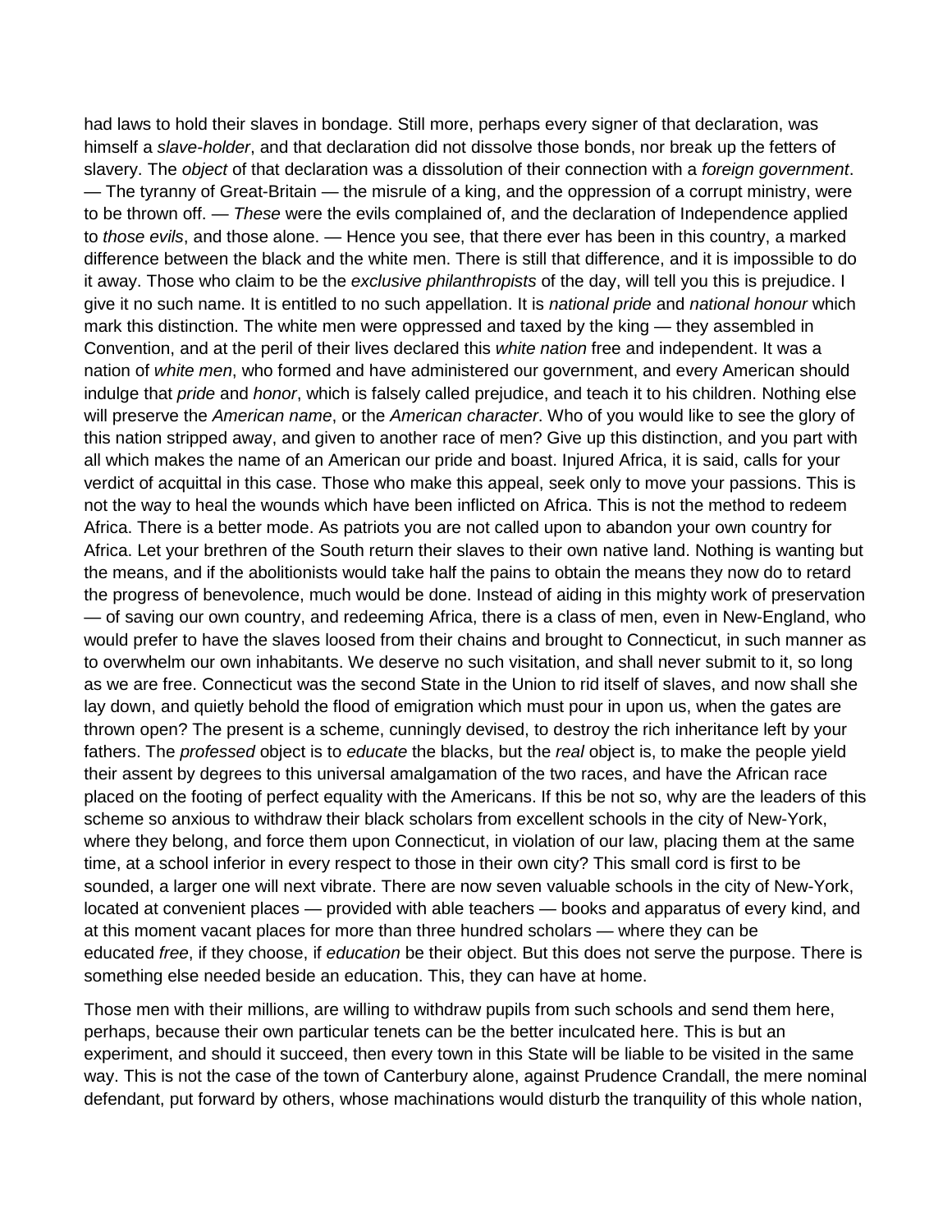had laws to hold their slaves in bondage. Still more, perhaps every signer of that declaration, was himself a *slave-holder*, and that declaration did not dissolve those bonds, nor break up the fetters of slavery. The *object* of that declaration was a dissolution of their connection with a *foreign government*. — The tyranny of Great-Britain — the misrule of a king, and the oppression of a corrupt ministry, were to be thrown off. — *These* were the evils complained of, and the declaration of Independence applied to *those evils*, and those alone. — Hence you see, that there ever has been in this country, a marked difference between the black and the white men. There is still that difference, and it is impossible to do it away. Those who claim to be the *exclusive philanthropists* of the day, will tell you this is prejudice. I give it no such name. It is entitled to no such appellation. It is *national pride* and *national honour* which mark this distinction. The white men were oppressed and taxed by the king — they assembled in Convention, and at the peril of their lives declared this *white nation* free and independent. It was a nation of *white men*, who formed and have administered our government, and every American should indulge that *pride* and *honor*, which is falsely called prejudice, and teach it to his children. Nothing else will preserve the *American name*, or the *American character*. Who of you would like to see the glory of this nation stripped away, and given to another race of men? Give up this distinction, and you part with all which makes the name of an American our pride and boast. Injured Africa, it is said, calls for your verdict of acquittal in this case. Those who make this appeal, seek only to move your passions. This is not the way to heal the wounds which have been inflicted on Africa. This is not the method to redeem Africa. There is a better mode. As patriots you are not called upon to abandon your own country for Africa. Let your brethren of the South return their slaves to their own native land. Nothing is wanting but the means, and if the abolitionists would take half the pains to obtain the means they now do to retard the progress of benevolence, much would be done. Instead of aiding in this mighty work of preservation — of saving our own country, and redeeming Africa, there is a class of men, even in New-England, who would prefer to have the slaves loosed from their chains and brought to Connecticut, in such manner as to overwhelm our own inhabitants. We deserve no such visitation, and shall never submit to it, so long as we are free. Connecticut was the second State in the Union to rid itself of slaves, and now shall she lay down, and quietly behold the flood of emigration which must pour in upon us, when the gates are thrown open? The present is a scheme, cunningly devised, to destroy the rich inheritance left by your fathers. The *professed* object is to *educate* the blacks, but the *real* object is, to make the people yield their assent by degrees to this universal amalgamation of the two races, and have the African race placed on the footing of perfect equality with the Americans. If this be not so, why are the leaders of this scheme so anxious to withdraw their black scholars from excellent schools in the city of New-York, where they belong, and force them upon Connecticut, in violation of our law, placing them at the same time, at a school inferior in every respect to those in their own city? This small cord is first to be sounded, a larger one will next vibrate. There are now seven valuable schools in the city of New-York, located at convenient places — provided with able teachers — books and apparatus of every kind, and at this moment vacant places for more than three hundred scholars — where they can be educated *free*, if they choose, if *education* be their object. But this does not serve the purpose. There is something else needed beside an education. This, they can have at home.

Those men with their millions, are willing to withdraw pupils from such schools and send them here, perhaps, because their own particular tenets can be the better inculcated here. This is but an experiment, and should it succeed, then every town in this State will be liable to be visited in the same way. This is not the case of the town of Canterbury alone, against Prudence Crandall, the mere nominal defendant, put forward by others, whose machinations would disturb the tranquility of this whole nation,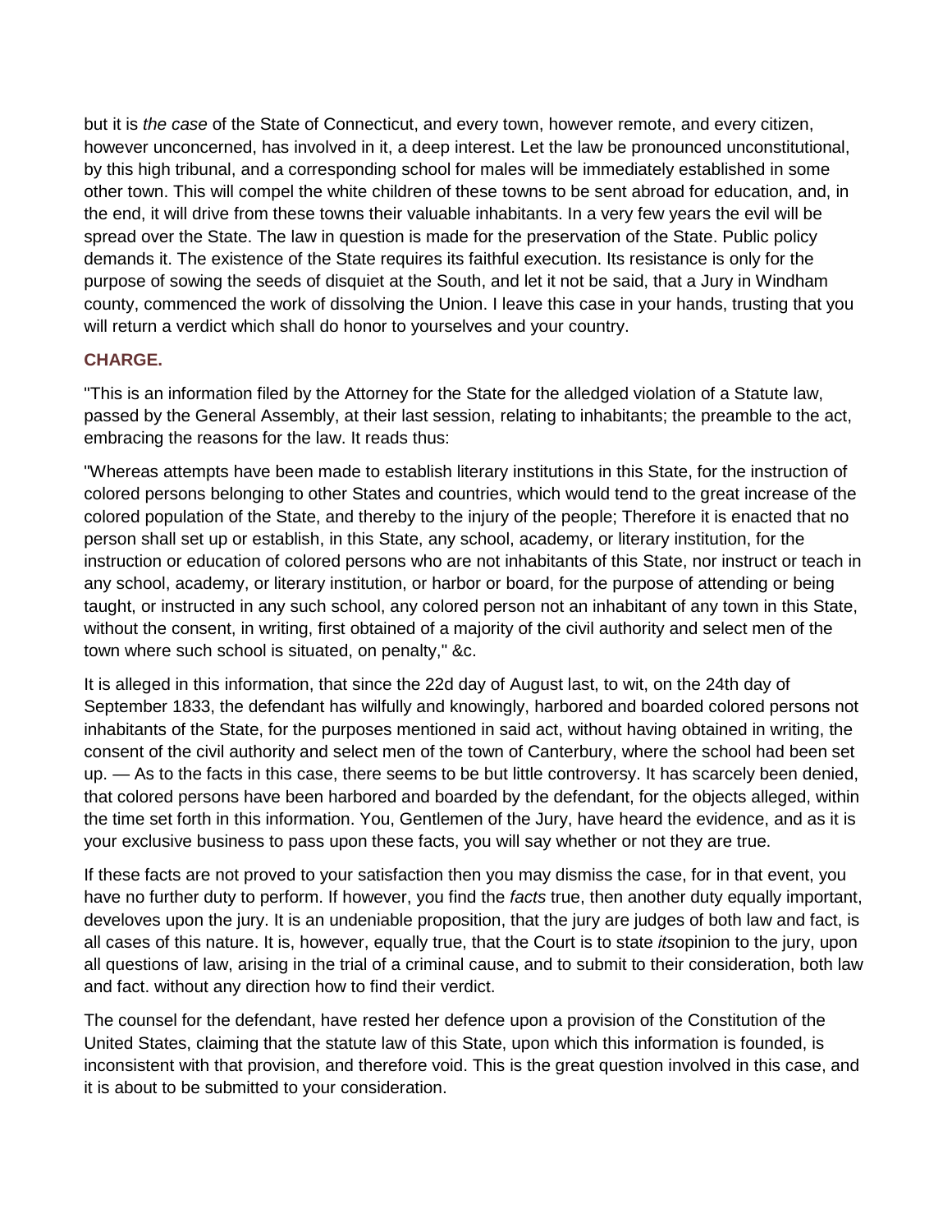but it is *the case* of the State of Connecticut, and every town, however remote, and every citizen, however unconcerned, has involved in it, a deep interest. Let the law be pronounced unconstitutional, by this high tribunal, and a corresponding school for males will be immediately established in some other town. This will compel the white children of these towns to be sent abroad for education, and, in the end, it will drive from these towns their valuable inhabitants. In a very few years the evil will be spread over the State. The law in question is made for the preservation of the State. Public policy demands it. The existence of the State requires its faithful execution. Its resistance is only for the purpose of sowing the seeds of disquiet at the South, and let it not be said, that a Jury in Windham county, commenced the work of dissolving the Union. I leave this case in your hands, trusting that you will return a verdict which shall do honor to yourselves and your country.

## CHARGE.

"This is an information filed by the Attorney for the State for the alledged violation of a Statute law, passed by the General Assembly, at their last session, relating to inhabitants; the preamble to the act, embracing the reasons for the law. It reads thus:

"Whereas attempts have been made to establish literary institutions in this State, for the instruction of colored persons belonging to other States and countries, which would tend to the great increase of the colored population of the State, and thereby to the injury of the people; Therefore it is enacted that no person shall set up or establish, in this State, any school, academy, or literary institution, for the instruction or education of colored persons who are not inhabitants of this State, nor instruct or teach in any school, academy, or literary institution, or harbor or board, for the purpose of attending or being taught, or instructed in any such school, any colored person not an inhabitant of any town in this State, without the consent, in writing, first obtained of a majority of the civil authority and select men of the town where such school is situated, on penalty," &c.

It is alleged in this information, that since the 22d day of August last, to wit, on the 24th day of September 1833, the defendant has wilfully and knowingly, harbored and boarded colored persons not inhabitants of the State, for the purposes mentioned in said act, without having obtained in writing, the consent of the civil authority and select men of the town of Canterbury, where the school had been set up. — As to the facts in this case, there seems to be but little controversy. It has scarcely been denied, that colored persons have been harbored and boarded by the defendant, for the objects alleged, within the time set forth in this information. You, Gentlemen of the Jury, have heard the evidence, and as it is your exclusive business to pass upon these facts, you will say whether or not they are true.

If these facts are not proved to your satisfaction then you may dismiss the case, for in that event, you have no further duty to perform. If however, you find the *facts* true, then another duty equally important, develoves upon the jury. It is an undeniable proposition, that the jury are judges of both law and fact, is all cases of this nature. It is, however, equally true, that the Court is to state *its*opinion to the jury, upon all questions of law, arising in the trial of a criminal cause, and to submit to their consideration, both law and fact. without any direction how to find their verdict.

The counsel for the defendant, have rested her defence upon a provision of the Constitution of the United States, claiming that the statute law of this State, upon which this information is founded, is inconsistent with that provision, and therefore void. This is the great question involved in this case, and it is about to be submitted to your consideration.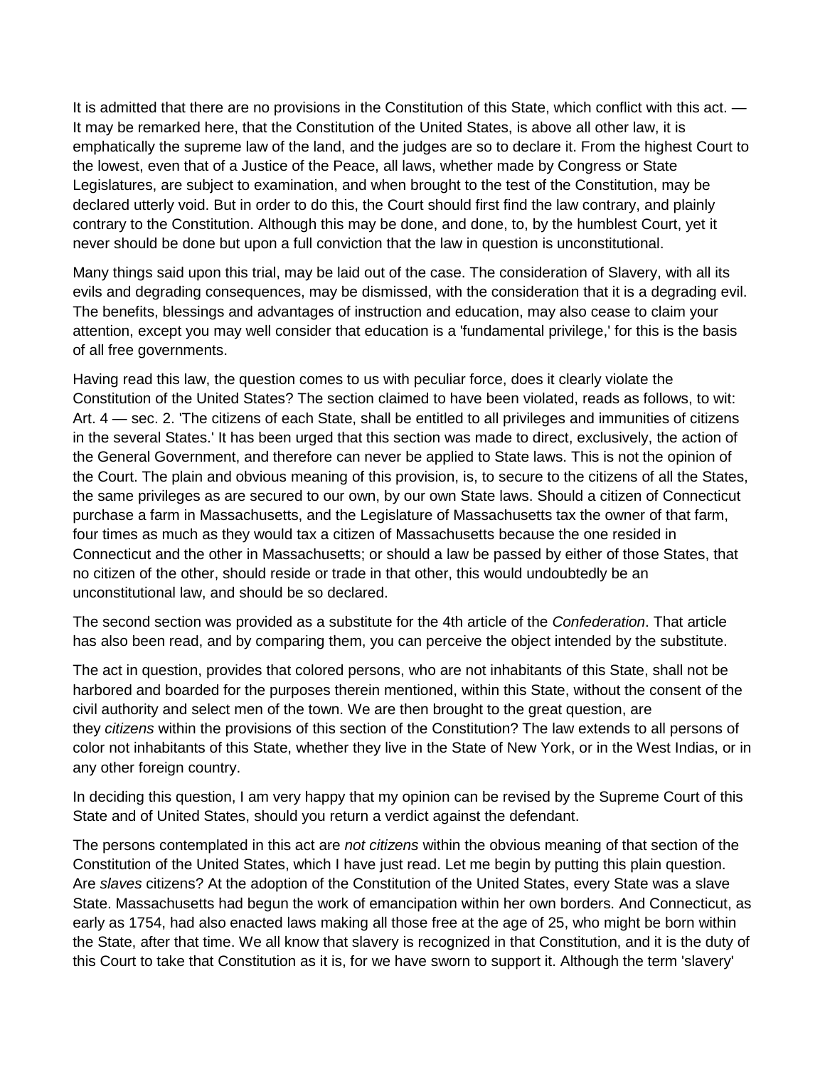It is admitted that there are no provisions in the Constitution of this State, which conflict with this act. — It may be remarked here, that the Constitution of the United States, is above all other law, it is emphatically the supreme law of the land, and the judges are so to declare it. From the highest Court to the lowest, even that of a Justice of the Peace, all laws, whether made by Congress or State Legislatures, are subject to examination, and when brought to the test of the Constitution, may be declared utterly void. But in order to do this, the Court should first find the law contrary, and plainly contrary to the Constitution. Although this may be done, and done, to, by the humblest Court, yet it never should be done but upon a full conviction that the law in question is unconstitutional.

Many things said upon this trial, may be laid out of the case. The consideration of Slavery, with all its evils and degrading consequences, may be dismissed, with the consideration that it is a degrading evil. The benefits, blessings and advantages of instruction and education, may also cease to claim your attention, except you may well consider that education is a 'fundamental privilege,' for this is the basis of all free governments.

Having read this law, the question comes to us with peculiar force, does it clearly violate the Constitution of the United States? The section claimed to have been violated, reads as follows, to wit: Art. 4 — sec. 2. 'The citizens of each State, shall be entitled to all privileges and immunities of citizens in the several States.' It has been urged that this section was made to direct, exclusively, the action of the General Government, and therefore can never be applied to State laws. This is not the opinion of the Court. The plain and obvious meaning of this provision, is, to secure to the citizens of all the States, the same privileges as are secured to our own, by our own State laws. Should a citizen of Connecticut purchase a farm in Massachusetts, and the Legislature of Massachusetts tax the owner of that farm, four times as much as they would tax a citizen of Massachusetts because the one resided in Connecticut and the other in Massachusetts; or should a law be passed by either of those States, that no citizen of the other, should reside or trade in that other, this would undoubtedly be an unconstitutional law, and should be so declared.

The second section was provided as a substitute for the 4th article of the *Confederation*. That article has also been read, and by comparing them, you can perceive the object intended by the substitute.

The act in question, provides that colored persons, who are not inhabitants of this State, shall not be harbored and boarded for the purposes therein mentioned, within this State, without the consent of the civil authority and select men of the town. We are then brought to the great question, are they *citizens* within the provisions of this section of the Constitution? The law extends to all persons of color not inhabitants of this State, whether they live in the State of New York, or in the West Indias, or in any other foreign country.

In deciding this question, I am very happy that my opinion can be revised by the Supreme Court of this State and of United States, should you return a verdict against the defendant.

The persons contemplated in this act are *not citizens* within the obvious meaning of that section of the Constitution of the United States, which I have just read. Let me begin by putting this plain question. Are *slaves* citizens? At the adoption of the Constitution of the United States, every State was a slave State. Massachusetts had begun the work of emancipation within her own borders. And Connecticut, as early as 1754, had also enacted laws making all those free at the age of 25, who might be born within the State, after that time. We all know that slavery is recognized in that Constitution, and it is the duty of this Court to take that Constitution as it is, for we have sworn to support it. Although the term 'slavery'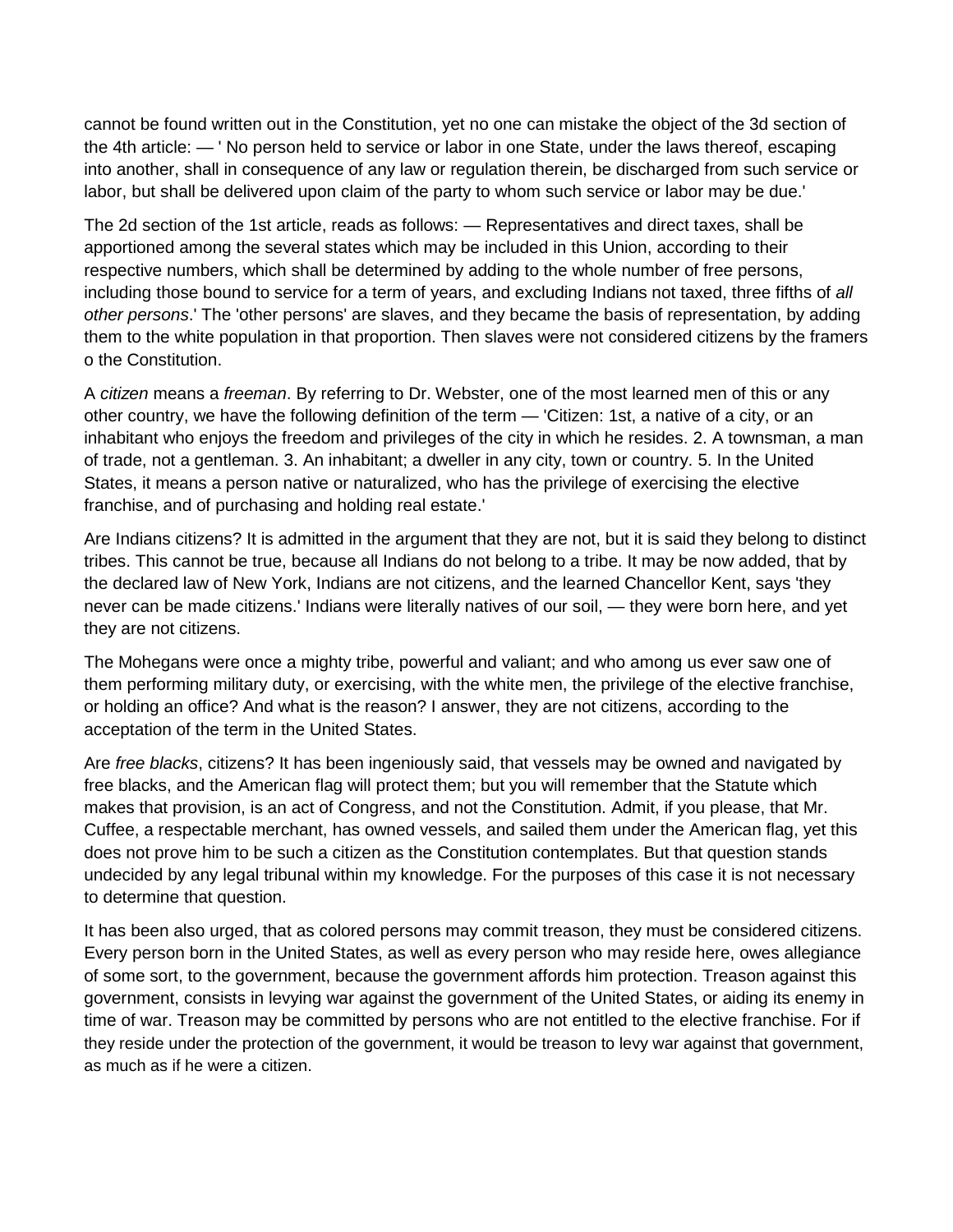cannot be found written out in the Constitution, yet no one can mistake the object of the 3d section of the 4th article: — ' No person held to service or labor in one State, under the laws thereof, escaping into another, shall in consequence of any law or regulation therein, be discharged from such service or labor, but shall be delivered upon claim of the party to whom such service or labor may be due.'

The 2d section of the 1st article, reads as follows: — Representatives and direct taxes, shall be apportioned among the several states which may be included in this Union, according to their respective numbers, which shall be determined by adding to the whole number of free persons, including those bound to service for a term of years, and excluding Indians not taxed, three fifths of *all other persons*.' The 'other persons' are slaves, and they became the basis of representation, by adding them to the white population in that proportion. Then slaves were not considered citizens by the framers o the Constitution.

A *citizen* means a *freeman*. By referring to Dr. Webster, one of the most learned men of this or any other country, we have the following definition of the term — 'Citizen: 1st, a native of a city, or an inhabitant who enjoys the freedom and privileges of the city in which he resides. 2. A townsman, a man of trade, not a gentleman. 3. An inhabitant; a dweller in any city, town or country. 5. In the United States, it means a person native or naturalized, who has the privilege of exercising the elective franchise, and of purchasing and holding real estate.'

Are Indians citizens? It is admitted in the argument that they are not, but it is said they belong to distinct tribes. This cannot be true, because all Indians do not belong to a tribe. It may be now added, that by the declared law of New York, Indians are not citizens, and the learned Chancellor Kent, says 'they never can be made citizens.' Indians were literally natives of our soil, — they were born here, and yet they are not citizens.

The Mohegans were once a mighty tribe, powerful and valiant; and who among us ever saw one of them performing military duty, or exercising, with the white men, the privilege of the elective franchise, or holding an office? And what is the reason? I answer, they are not citizens, according to the acceptation of the term in the United States.

Are *free blacks*, citizens? It has been ingeniously said, that vessels may be owned and navigated by free blacks, and the American flag will protect them; but you will remember that the Statute which makes that provision, is an act of Congress, and not the Constitution. Admit, if you please, that Mr. Cuffee, a respectable merchant, has owned vessels, and sailed them under the American flag, yet this does not prove him to be such a citizen as the Constitution contemplates. But that question stands undecided by any legal tribunal within my knowledge. For the purposes of this case it is not necessary to determine that question.

It has been also urged, that as colored persons may commit treason, they must be considered citizens. Every person born in the United States, as well as every person who may reside here, owes allegiance of some sort, to the government, because the government affords him protection. Treason against this government, consists in levying war against the government of the United States, or aiding its enemy in time of war. Treason may be committed by persons who are not entitled to the elective franchise. For if they reside under the protection of the government, it would be treason to levy war against that government, as much as if he were a citizen.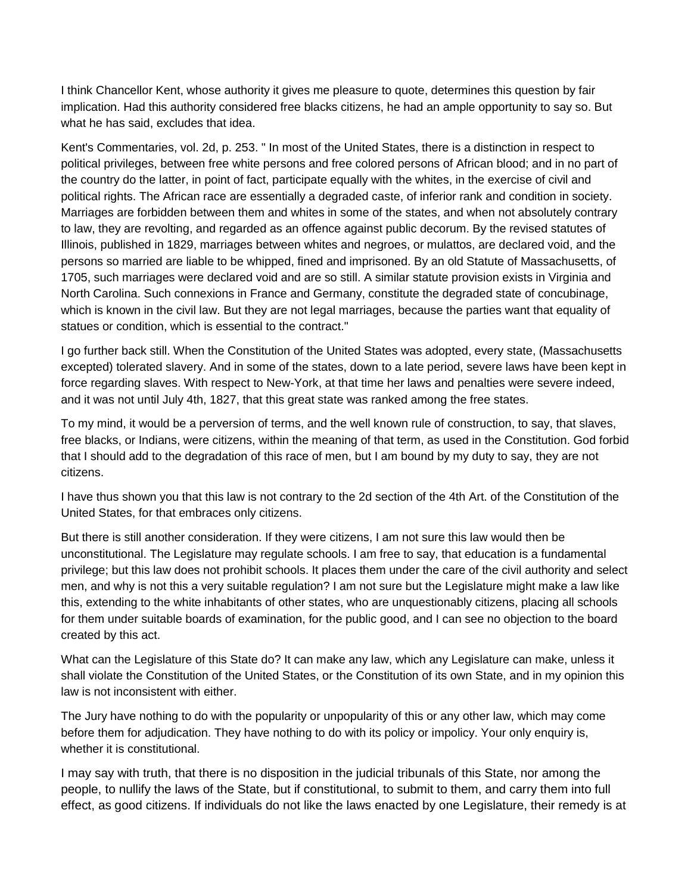I think Chancellor Kent, whose authority it gives me pleasure to quote, determines this question by fair implication. Had this authority considered free blacks citizens, he had an ample opportunity to say so. But what he has said, excludes that idea.

Kent's Commentaries, vol. 2d, p. 253. " In most of the United States, there is a distinction in respect to political privileges, between free white persons and free colored persons of African blood; and in no part of the country do the latter, in point of fact, participate equally with the whites, in the exercise of civil and political rights. The African race are essentially a degraded caste, of inferior rank and condition in society. Marriages are forbidden between them and whites in some of the states, and when not absolutely contrary to law, they are revolting, and regarded as an offence against public decorum. By the revised statutes of Illinois, published in 1829, marriages between whites and negroes, or mulattos, are declared void, and the persons so married are liable to be whipped, fined and imprisoned. By an old Statute of Massachusetts, of 1705, such marriages were declared void and are so still. A similar statute provision exists in Virginia and North Carolina. Such connexions in France and Germany, constitute the degraded state of concubinage, which is known in the civil law. But they are not legal marriages, because the parties want that equality of statues or condition, which is essential to the contract."

I go further back still. When the Constitution of the United States was adopted, every state, (Massachusetts excepted) tolerated slavery. And in some of the states, down to a late period, severe laws have been kept in force regarding slaves. With respect to New-York, at that time her laws and penalties were severe indeed, and it was not until July 4th, 1827, that this great state was ranked among the free states.

To my mind, it would be a perversion of terms, and the well known rule of construction, to say, that slaves, free blacks, or Indians, were citizens, within the meaning of that term, as used in the Constitution. God forbid that I should add to the degradation of this race of men, but I am bound by my duty to say, they are not citizens.

I have thus shown you that this law is not contrary to the 2d section of the 4th Art. of the Constitution of the United States, for that embraces only citizens.

But there is still another consideration. If they were citizens, I am not sure this law would then be unconstitutional. The Legislature may regulate schools. I am free to say, that education is a fundamental privilege; but this law does not prohibit schools. It places them under the care of the civil authority and select men, and why is not this a very suitable regulation? I am not sure but the Legislature might make a law like this, extending to the white inhabitants of other states, who are unquestionably citizens, placing all schools for them under suitable boards of examination, for the public good, and I can see no objection to the board created by this act.

What can the Legislature of this State do? It can make any law, which any Legislature can make, unless it shall violate the Constitution of the United States, or the Constitution of its own State, and in my opinion this law is not inconsistent with either.

The Jury have nothing to do with the popularity or unpopularity of this or any other law, which may come before them for adjudication. They have nothing to do with its policy or impolicy. Your only enquiry is, whether it is constitutional.

I may say with truth, that there is no disposition in the judicial tribunals of this State, nor among the people, to nullify the laws of the State, but if constitutional, to submit to them, and carry them into full effect, as good citizens. If individuals do not like the laws enacted by one Legislature, their remedy is at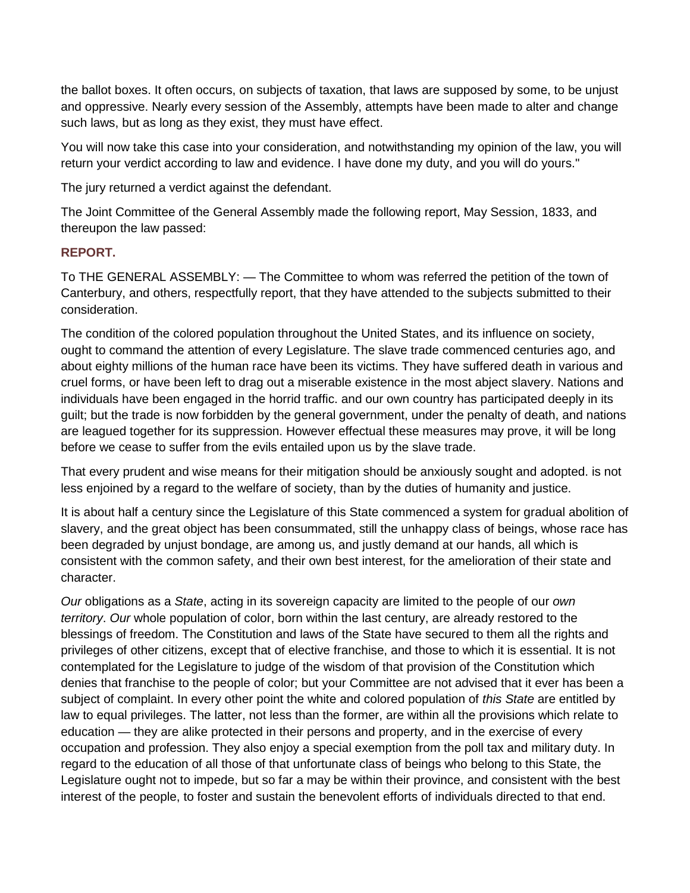the ballot boxes. It often occurs, on subjects of taxation, that laws are supposed by some, to be unjust and oppressive. Nearly every session of the Assembly, attempts have been made to alter and change such laws, but as long as they exist, they must have effect.

You will now take this case into your consideration, and notwithstanding my opinion of the law, you will return your verdict according to law and evidence. I have done my duty, and you will do yours."

The jury returned a verdict against the defendant.

The Joint Committee of the General Assembly made the following report, May Session, 1833, and thereupon the law passed:

**REPORT.**

To THE GENERAL ASSEMBLY: — The Committee to whom was referred the petition of the town of Canterbury, and others, respectfully report, that they have attended to the subjects submitted to their consideration.

The condition of the colored population throughout the United States, and its influence on society, ought to command the attention of every Legislature. The slave trade commenced centuries ago, and about eighty millions of the human race have been its victims. They have suffered death in various and cruel forms, or have been left to drag out a miserable existence in the most abject slavery. Nations and individuals have been engaged in the horrid traffic. and our own country has participated deeply in its guilt; but the trade is now forbidden by the general government, under the penalty of death, and nations are leagued together for its suppression. However effectual these measures may prove, it will be long before we cease to suffer from the evils entailed upon us by the slave trade.

That every prudent and wise means for their mitigation should be anxiously sought and adopted. is not less enjoined by a regard to the welfare of society, than by the duties of humanity and justice.

It is about half a century since the Legislature of this State commenced a system for gradual abolition of slavery, and the great object has been consummated, still the unhappy class of beings, whose race has been degraded by unjust bondage, are among us, and justly demand at our hands, all which is consistent with the common safety, and their own best interest, for the amelioration of their state and character.

*Our* obligations as a *State*, acting in its sovereign capacity are limited to the people of our *own territory*. *Our* whole population of color, born within the last century, are already restored to the blessings of freedom. The Constitution and laws of the State have secured to them all the rights and privileges of other citizens, except that of elective franchise, and those to which it is essential. It is not contemplated for the Legislature to judge of the wisdom of that provision of the Constitution which denies that franchise to the people of color; but your Committee are not advised that it ever has been a subject of complaint. In every other point the white and colored population of *this State* are entitled by law to equal privileges. The latter, not less than the former, are within all the provisions which relate to education — they are alike protected in their persons and property, and in the exercise of every occupation and profession. They also enjoy a special exemption from the poll tax and military duty. In regard to the education of all those of that unfortunate class of beings who belong to this State, the Legislature ought not to impede, but so far a may be within their province, and consistent with the best interest of the people, to foster and sustain the benevolent efforts of individuals directed to that end.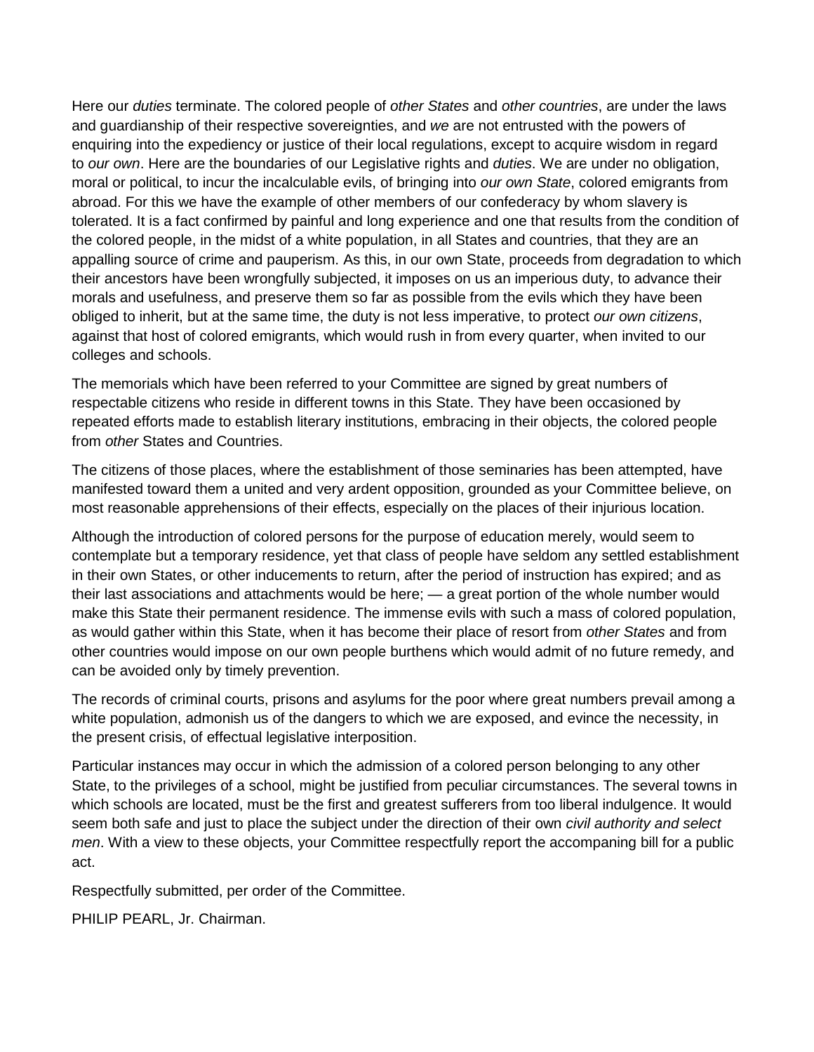Here our *duties* terminate. The colored people of *other States* and *other countries*, are under the laws and guardianship of their respective sovereignties, and *we* are not entrusted with the powers of enquiring into the expediency or justice of their local regulations, except to acquire wisdom in regard to *our own*. Here are the boundaries of our Legislative rights and *duties*. We are under no obligation, moral or political, to incur the incalculable evils, of bringing into *our own State*, colored emigrants from abroad. For this we have the example of other members of our confederacy by whom slavery is tolerated. It is a fact confirmed by painful and long experience and one that results from the condition of the colored people, in the midst of a white population, in all States and countries, that they are an appalling source of crime and pauperism. As this, in our own State, proceeds from degradation to which their ancestors have been wrongfully subjected, it imposes on us an imperious duty, to advance their morals and usefulness, and preserve them so far as possible from the evils which they have been obliged to inherit, but at the same time, the duty is not less imperative, to protect *our own citizens*, against that host of colored emigrants, which would rush in from every quarter, when invited to our colleges and schools.

The memorials which have been referred to your Committee are signed by great numbers of respectable citizens who reside in different towns in this State. They have been occasioned by repeated efforts made to establish literary institutions, embracing in their objects, the colored people from *other* States and Countries.

The citizens of those places, where the establishment of those seminaries has been attempted, have manifested toward them a united and very ardent opposition, grounded as your Committee believe, on most reasonable apprehensions of their effects, especially on the places of their injurious location.

Although the introduction of colored persons for the purpose of education merely, would seem to contemplate but a temporary residence, yet that class of people have seldom any settled establishment in their own States, or other inducements to return, after the period of instruction has expired; and as their last associations and attachments would be here; — a great portion of the whole number would make this State their permanent residence. The immense evils with such a mass of colored population, as would gather within this State, when it has become their place of resort from *other States* and from other countries would impose on our own people burthens which would admit of no future remedy, and can be avoided only by timely prevention.

The records of criminal courts, prisons and asylums for the poor where great numbers prevail among a white population, admonish us of the dangers to which we are exposed, and evince the necessity, in the present crisis, of effectual legislative interposition.

Particular instances may occur in which the admission of a colored person belonging to any other State, to the privileges of a school, might be justified from peculiar circumstances. The several towns in which schools are located, must be the first and greatest sufferers from too liberal indulgence. It would seem both safe and just to place the subject under the direction of their own *civil authority and select men*. With a view to these objects, your Committee respectfully report the accompaning bill for a public act.

Respectfully submitted, per order of the Committee.

PHILIP PEARL, Jr. Chairman.